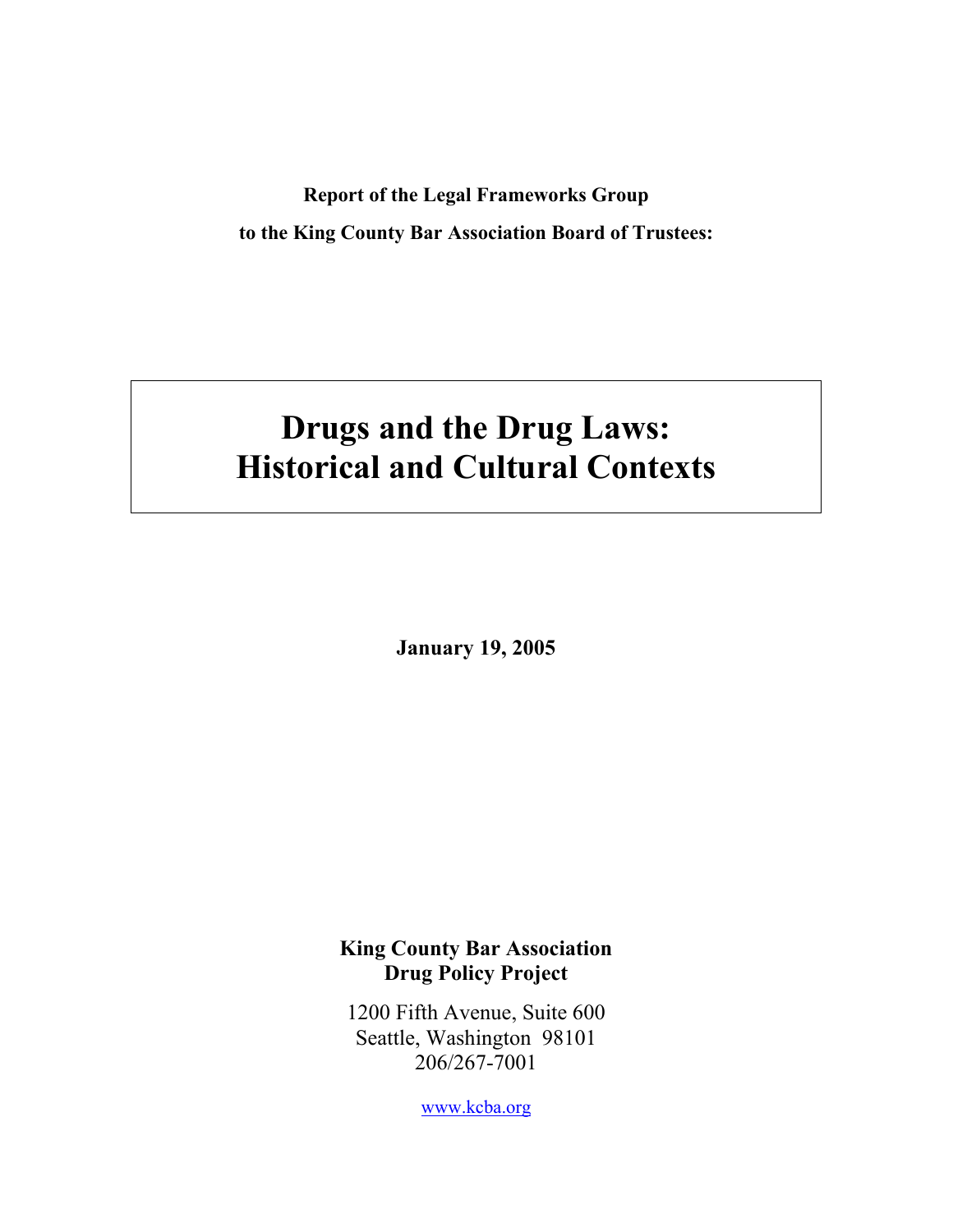**Report of the Legal Frameworks Group**

**to the King County Bar Association Board of Trustees:**

# Drugs and the Drug Laws: Historical and Cultural Contexts

**January 19, 2005**

**King County Bar Association**
**Drug Policy Project**

1200 Fifth Avenue, Suite 600
Seattle, Washington 98101
206/267-7001

www.kcba.org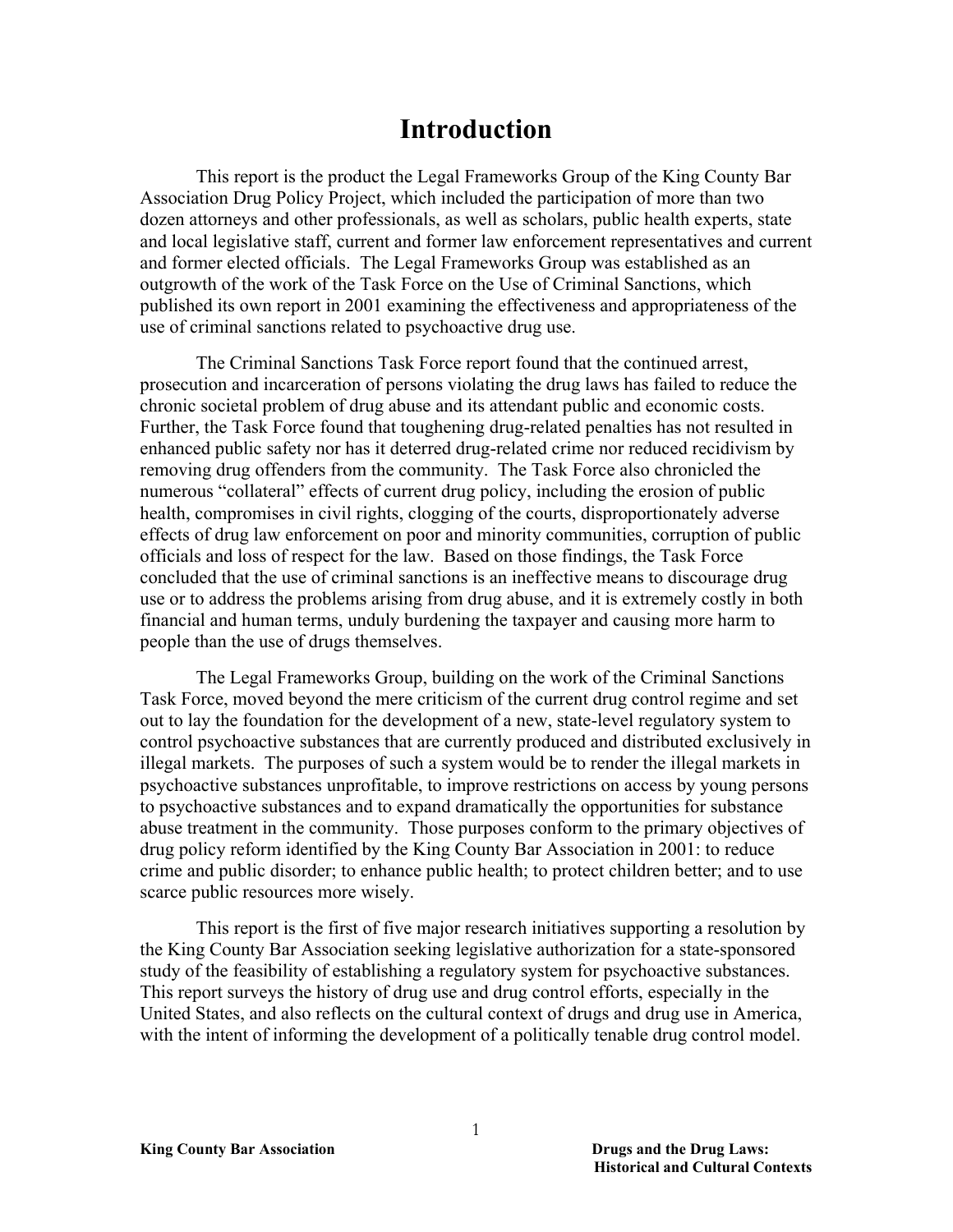# Introduction

This report is the product the Legal Frameworks Group of the King County Bar Association Drug Policy Project, which included the participation of more than two dozen attorneys and other professionals, as well as scholars, public health experts, state and local legislative staff, current and former law enforcement representatives and current and former elected officials. The Legal Frameworks Group was established as an outgrowth of the work of the Task Force on the Use of Criminal Sanctions, which published its own report in 2001 examining the effectiveness and appropriateness of the use of criminal sanctions related to psychoactive drug use.

The Criminal Sanctions Task Force report found that the continued arrest, prosecution and incarceration of persons violating the drug laws has failed to reduce the chronic societal problem of drug abuse and its attendant public and economic costs. Further, the Task Force found that toughening drug-related penalties has not resulted in enhanced public safety nor has it deterred drug-related crime nor reduced recidivism by removing drug offenders from the community. The Task Force also chronicled the numerous "collateral" effects of current drug policy, including the erosion of public health, compromises in civil rights, clogging of the courts, disproportionately adverse effects of drug law enforcement on poor and minority communities, corruption of public officials and loss of respect for the law. Based on those findings, the Task Force concluded that the use of criminal sanctions is an ineffective means to discourage drug use or to address the problems arising from drug abuse, and it is extremely costly in both financial and human terms, unduly burdening the taxpayer and causing more harm to people than the use of drugs themselves.

The Legal Frameworks Group, building on the work of the Criminal Sanctions Task Force, moved beyond the mere criticism of the current drug control regime and set out to lay the foundation for the development of a new, state-level regulatory system to control psychoactive substances that are currently produced and distributed exclusively in illegal markets. The purposes of such a system would be to render the illegal markets in psychoactive substances unprofitable, to improve restrictions on access by young persons to psychoactive substances and to expand dramatically the opportunities for substance abuse treatment in the community. Those purposes conform to the primary objectives of drug policy reform identified by the King County Bar Association in 2001: to reduce crime and public disorder; to enhance public health; to protect children better; and to use scarce public resources more wisely.

This report is the first of five major research initiatives supporting a resolution by the King County Bar Association seeking legislative authorization for a state-sponsored study of the feasibility of establishing a regulatory system for psychoactive substances. This report surveys the history of drug use and drug control efforts, especially in the United States, and also reflects on the cultural context of drugs and drug use in America, with the intent of informing the development of a politically tenable drug control model.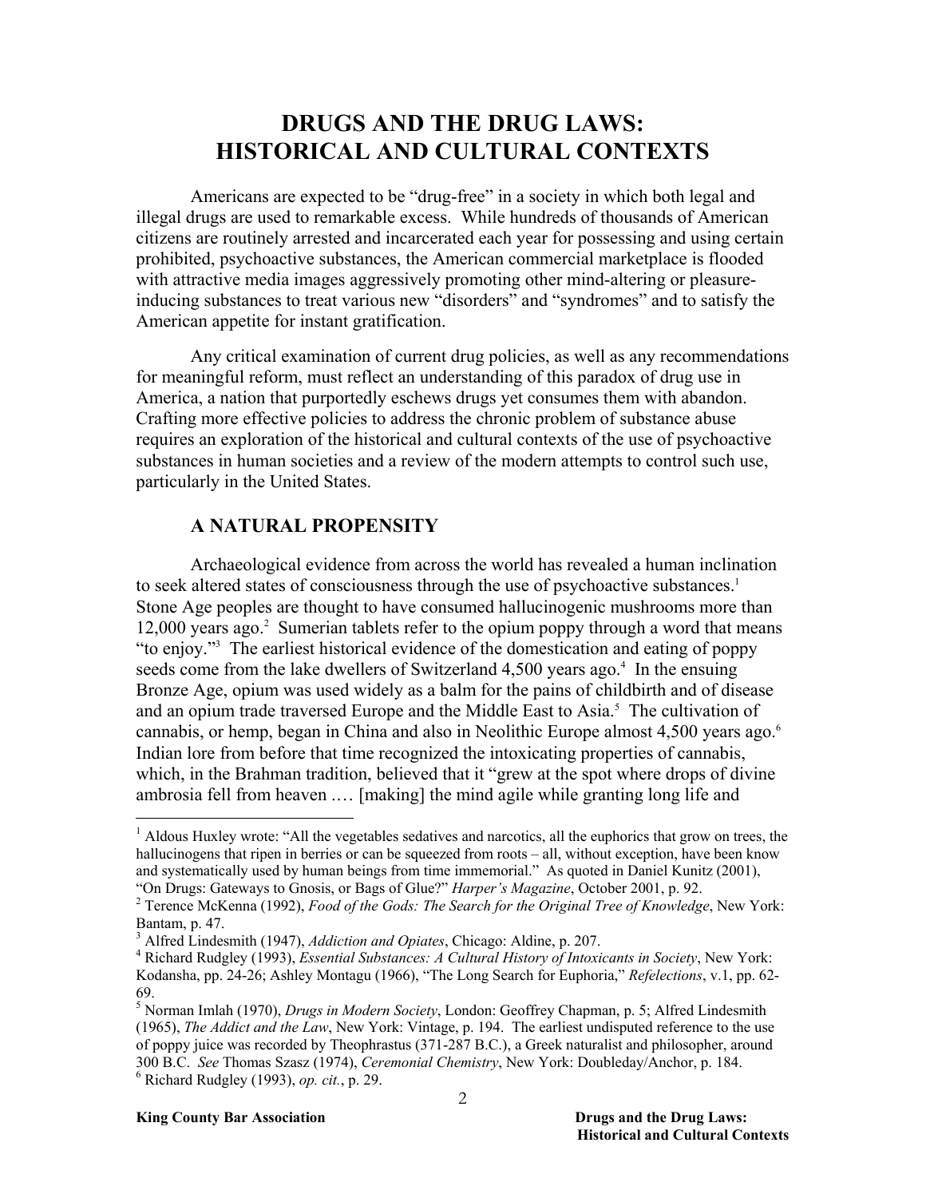# DRUGS AND THE DRUG LAWS: HISTORICAL AND CULTURAL CONTEXTS

Americans are expected to be "drug-free" in a society in which both legal and illegal drugs are used to remarkable excess. While hundreds of thousands of American citizens are routinely arrested and incarcerated each year for possessing and using certain prohibited, psychoactive substances, the American commercial marketplace is flooded with attractive media images aggressively promoting other mind-altering or pleasure-inducing substances to treat various new "disorders" and "syndromes" and to satisfy the American appetite for instant gratification.

Any critical examination of current drug policies, as well as any recommendations for meaningful reform, must reflect an understanding of this paradox of drug use in America, a nation that purportedly eschews drugs yet consumes them with abandon. Crafting more effective policies to address the chronic problem of substance abuse requires an exploration of the historical and cultural contexts of the use of psychoactive substances in human societies and a review of the modern attempts to control such use, particularly in the United States.

## A NATURAL PROPENSITY

Archaeological evidence from across the world has revealed a human inclination to seek altered states of consciousness through the use of psychoactive substances.[1] Stone Age peoples are thought to have consumed hallucinogenic mushrooms more than 12,000 years ago.[2] Sumerian tablets refer to the opium poppy through a word that means "to enjoy."[3] The earliest historical evidence of the domestication and eating of poppy seeds come from the lake dwellers of Switzerland 4,500 years ago.[4] In the ensuing Bronze Age, opium was used widely as a balm for the pains of childbirth and of disease and an opium trade traversed Europe and the Middle East to Asia.[5] The cultivation of cannabis, or hemp, began in China and also in Neolithic Europe almost 4,500 years ago.[6] Indian lore from before that time recognized the intoxicating properties of cannabis, which, in the Brahman tradition, believed that it "grew at the spot where drops of divine ambrosia fell from heaven .… [making] the mind agile while granting long life and

---

[1] Aldous Huxley wrote: "All the vegetables sedatives and narcotics, all the euphorics that grow on trees, the hallucinogens that ripen in berries or can be squeezed from roots – all, without exception, have been know and systematically used by human beings from time immemorial." As quoted in Daniel Kunitz (2001), "On Drugs: Gateways to Gnosis, or Bags of Glue?" *Harper's Magazine*, October 2001, p. 92.

[2] Terence McKenna (1992), *Food of the Gods: The Search for the Original Tree of Knowledge*, New York: Bantam, p. 47.

[3] Alfred Lindesmith (1947), *Addiction and Opiates*, Chicago: Aldine, p. 207.

[4] Richard Rudgley (1993), *Essential Substances: A Cultural History of Intoxicants in Society*, New York: Kodansha, pp. 24-26; Ashley Montagu (1966), "The Long Search for Euphoria," *Refelections*, v.1, pp. 62-69.

[5] Norman Imlah (1970), *Drugs in Modern Society*, London: Geoffrey Chapman, p. 5; Alfred Lindesmith (1965), *The Addict and the Law*, New York: Vintage, p. 194. The earliest undisputed reference to the use of poppy juice was recorded by Theophrastus (371-287 B.C.), a Greek naturalist and philosopher, around 300 B.C. *See* Thomas Szasz (1974), *Ceremonial Chemistry*, New York: Doubleday/Anchor, p. 184.

[6] Richard Rudgley (1993), *op. cit.*, p. 29.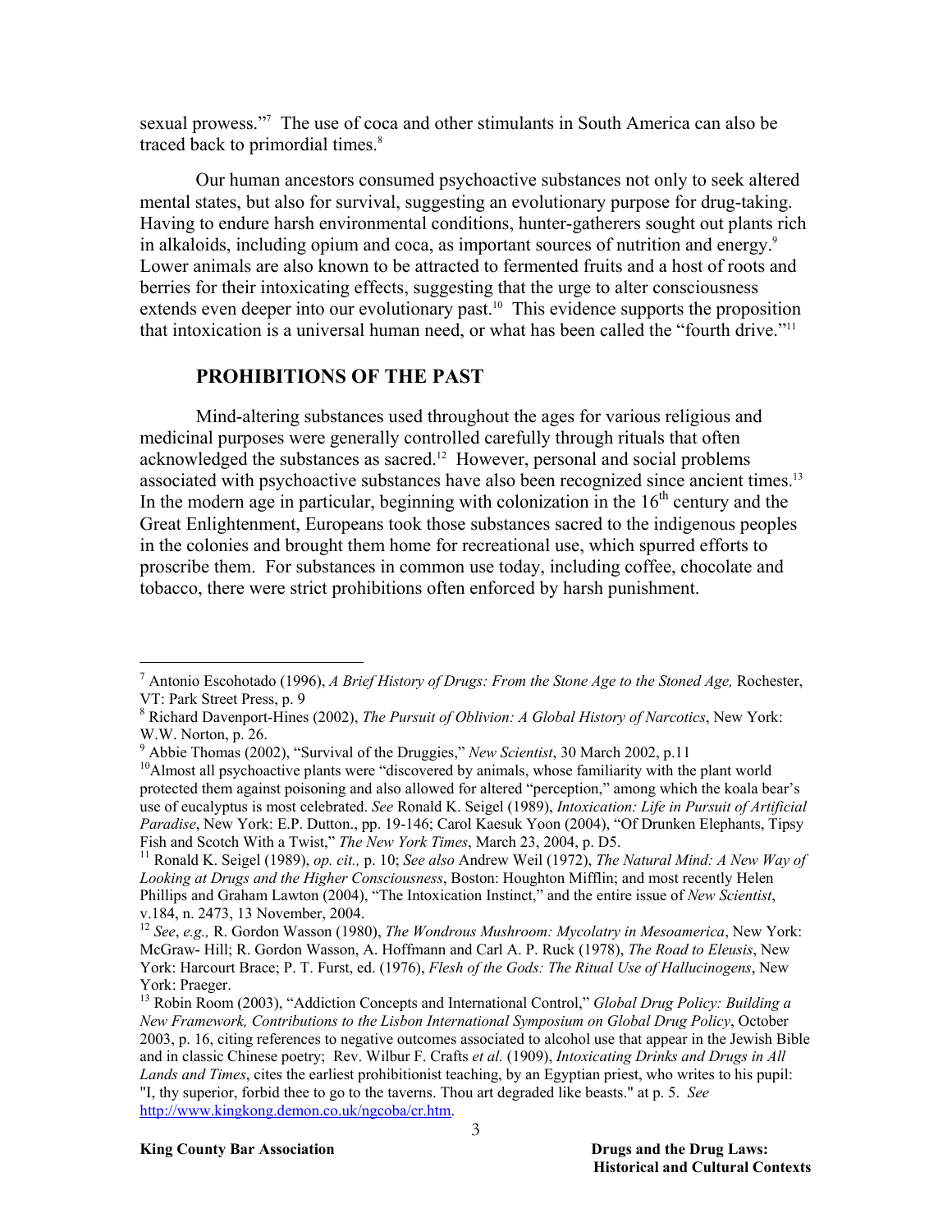sexual prowess."[7] The use of coca and other stimulants in South America can also be traced back to primordial times.[8]

Our human ancestors consumed psychoactive substances not only to seek altered mental states, but also for survival, suggesting an evolutionary purpose for drug-taking. Having to endure harsh environmental conditions, hunter-gatherers sought out plants rich in alkaloids, including opium and coca, as important sources of nutrition and energy.[9] Lower animals are also known to be attracted to fermented fruits and a host of roots and berries for their intoxicating effects, suggesting that the urge to alter consciousness extends even deeper into our evolutionary past.[10] This evidence supports the proposition that intoxication is a universal human need, or what has been called the "fourth drive."[11]

## PROHIBITIONS OF THE PAST

Mind-altering substances used throughout the ages for various religious and medicinal purposes were generally controlled carefully through rituals that often acknowledged the substances as sacred.[12] However, personal and social problems associated with psychoactive substances have also been recognized since ancient times.[13] In the modern age in particular, beginning with colonization in the 16th century and the Great Enlightenment, Europeans took those substances sacred to the indigenous peoples in the colonies and brought them home for recreational use, which spurred efforts to proscribe them. For substances in common use today, including coffee, chocolate and tobacco, there were strict prohibitions often enforced by harsh punishment.

---

[7] Antonio Escohotado (1996), *A Brief History of Drugs: From the Stone Age to the Stoned Age,* Rochester, VT: Park Street Press, p. 9

[8] Richard Davenport-Hines (2002), *The Pursuit of Oblivion: A Global History of Narcotics*, New York: W.W. Norton, p. 26.

[9] Abbie Thomas (2002), "Survival of the Druggies," *New Scientist*, 30 March 2002, p.11

[10] Almost all psychoactive plants were "discovered by animals, whose familiarity with the plant world protected them against poisoning and also allowed for altered "perception," among which the koala bear's use of eucalyptus is most celebrated. *See* Ronald K. Seigel (1989), *Intoxication: Life in Pursuit of Artificial Paradise*, New York: E.P. Dutton., pp. 19-146; Carol Kaesuk Yoon (2004), "Of Drunken Elephants, Tipsy Fish and Scotch With a Twist," *The New York Times*, March 23, 2004, p. D5.

[11] Ronald K. Seigel (1989), *op. cit.,* p. 10; *See also* Andrew Weil (1972), *The Natural Mind: A New Way of Looking at Drugs and the Higher Consciousness*, Boston: Houghton Mifflin; and most recently Helen Phillips and Graham Lawton (2004), "The Intoxication Instinct," and the entire issue of *New Scientist*, v.184, n. 2473, 13 November, 2004.

[12] *See*, *e.g.,* R. Gordon Wasson (1980), *The Wondrous Mushroom: Mycolatry in Mesoamerica*, New York: McGraw- Hill; R. Gordon Wasson, A. Hoffmann and Carl A. P. Ruck (1978), *The Road to Eleusis*, New York: Harcourt Brace; P. T. Furst, ed. (1976), *Flesh of the Gods: The Ritual Use of Hallucinogens*, New York: Praeger.

[13] Robin Room (2003), "Addiction Concepts and International Control," *Global Drug Policy: Building a New Framework, Contributions to the Lisbon International Symposium on Global Drug Policy*, October 2003, p. 16, citing references to negative outcomes associated to alcohol use that appear in the Jewish Bible and in classic Chinese poetry; Rev. Wilbur F. Crafts *et al.* (1909), *Intoxicating Drinks and Drugs in All Lands and Times*, cites the earliest prohibitionist teaching, by an Egyptian priest, who writes to his pupil: "I, thy superior, forbid thee to go to the taverns. Thou art degraded like beasts." at p. 5. *See* http://www.kingkong.demon.co.uk/ngcoba/cr.htm.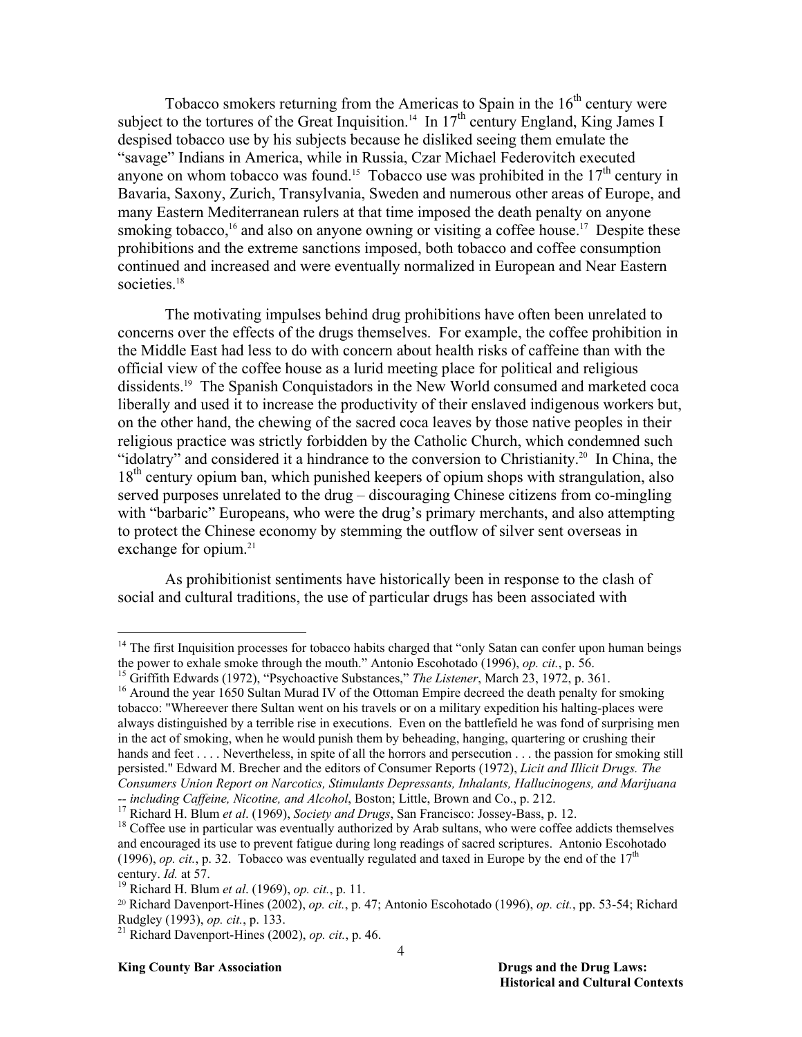Tobacco smokers returning from the Americas to Spain in the 16th century were subject to the tortures of the Great Inquisition.[14] In 17th century England, King James I despised tobacco use by his subjects because he disliked seeing them emulate the "savage" Indians in America, while in Russia, Czar Michael Federovitch executed anyone on whom tobacco was found.[15] Tobacco use was prohibited in the 17th century in Bavaria, Saxony, Zurich, Transylvania, Sweden and numerous other areas of Europe, and many Eastern Mediterranean rulers at that time imposed the death penalty on anyone smoking tobacco,[16] and also on anyone owning or visiting a coffee house.[17] Despite these prohibitions and the extreme sanctions imposed, both tobacco and coffee consumption continued and increased and were eventually normalized in European and Near Eastern societies.[18]

The motivating impulses behind drug prohibitions have often been unrelated to concerns over the effects of the drugs themselves. For example, the coffee prohibition in the Middle East had less to do with concern about health risks of caffeine than with the official view of the coffee house as a lurid meeting place for political and religious dissidents.[19] The Spanish Conquistadors in the New World consumed and marketed coca liberally and used it to increase the productivity of their enslaved indigenous workers but, on the other hand, the chewing of the sacred coca leaves by those native peoples in their religious practice was strictly forbidden by the Catholic Church, which condemned such "idolatry" and considered it a hindrance to the conversion to Christianity.[20] In China, the 18th century opium ban, which punished keepers of opium shops with strangulation, also served purposes unrelated to the drug – discouraging Chinese citizens from co-mingling with "barbaric" Europeans, who were the drug's primary merchants, and also attempting to protect the Chinese economy by stemming the outflow of silver sent overseas in exchange for opium.[21]

As prohibitionist sentiments have historically been in response to the clash of social and cultural traditions, the use of particular drugs has been associated with

---

[14] The first Inquisition processes for tobacco habits charged that "only Satan can confer upon human beings the power to exhale smoke through the mouth." Antonio Escohotado (1996), *op. cit.*, p. 56.

[15] Griffith Edwards (1972), "Psychoactive Substances," *The Listener*, March 23, 1972, p. 361.

[16] Around the year 1650 Sultan Murad IV of the Ottoman Empire decreed the death penalty for smoking tobacco: "Whereever there Sultan went on his travels or on a military expedition his halting-places were always distinguished by a terrible rise in executions. Even on the battlefield he was fond of surprising men in the act of smoking, when he would punish them by beheading, hanging, quartering or crushing their hands and feet . . . . Nevertheless, in spite of all the horrors and persecution . . . the passion for smoking still persisted." Edward M. Brecher and the editors of Consumer Reports (1972), *Licit and Illicit Drugs. The Consumers Union Report on Narcotics, Stimulants Depressants, Inhalants, Hallucinogens, and Marijuana -- including Caffeine, Nicotine, and Alcohol*, Boston; Little, Brown and Co., p. 212.

[17] Richard H. Blum *et al*. (1969), *Society and Drugs*, San Francisco: Jossey-Bass, p. 12.

[18] Coffee use in particular was eventually authorized by Arab sultans, who were coffee addicts themselves and encouraged its use to prevent fatigue during long readings of sacred scriptures. Antonio Escohotado (1996), *op. cit.*, p. 32. Tobacco was eventually regulated and taxed in Europe by the end of the 17th century. *Id.* at 57.

[19] Richard H. Blum *et al*. (1969), *op. cit.*, p. 11.

[20] Richard Davenport-Hines (2002), *op. cit.*, p. 47; Antonio Escohotado (1996), *op. cit.*, pp. 53-54; Richard Rudgley (1993), *op. cit.*, p. 133.

[21] Richard Davenport-Hines (2002), *op. cit.*, p. 46.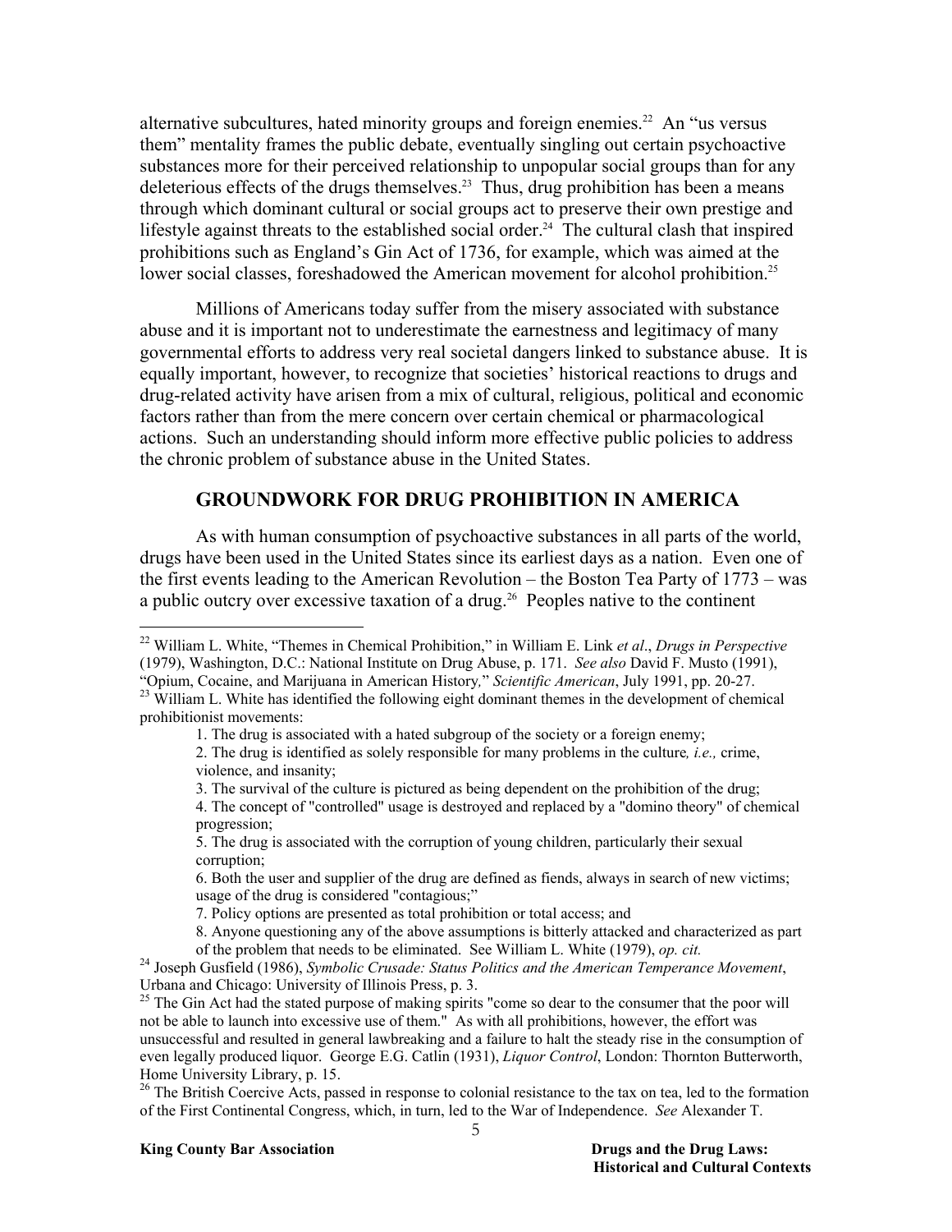alternative subcultures, hated minority groups and foreign enemies.[22] An “us versus them” mentality frames the public debate, eventually singling out certain psychoactive substances more for their perceived relationship to unpopular social groups than for any deleterious effects of the drugs themselves.[23] Thus, drug prohibition has been a means through which dominant cultural or social groups act to preserve their own prestige and lifestyle against threats to the established social order.[24] The cultural clash that inspired prohibitions such as England’s Gin Act of 1736, for example, which was aimed at the lower social classes, foreshadowed the American movement for alcohol prohibition.[25]

Millions of Americans today suffer from the misery associated with substance abuse and it is important not to underestimate the earnestness and legitimacy of many governmental efforts to address very real societal dangers linked to substance abuse. It is equally important, however, to recognize that societies’ historical reactions to drugs and drug-related activity have arisen from a mix of cultural, religious, political and economic factors rather than from the mere concern over certain chemical or pharmacological actions. Such an understanding should inform more effective public policies to address the chronic problem of substance abuse in the United States.

## GROUNDWORK FOR DRUG PROHIBITION IN AMERICA

As with human consumption of psychoactive substances in all parts of the world, drugs have been used in the United States since its earliest days as a nation. Even one of the first events leading to the American Revolution – the Boston Tea Party of 1773 – was a public outcry over excessive taxation of a drug.[26] Peoples native to the continent

---

[22] William L. White, “Themes in Chemical Prohibition,” in William E. Link *et al*., *Drugs in Perspective* (1979), Washington, D.C.: National Institute on Drug Abuse, p. 171. *See also* David F. Musto (1991), “Opium, Cocaine, and Marijuana in American History,” *Scientific American*, July 1991, pp. 20-27.

[23] William L. White has identified the following eight dominant themes in the development of chemical prohibitionist movements:

1. The drug is associated with a hated subgroup of the society or a foreign enemy;
2. The drug is identified as solely responsible for many problems in the culture*, i.e.,* crime, violence, and insanity;
3. The survival of the culture is pictured as being dependent on the prohibition of the drug;
4. The concept of "controlled" usage is destroyed and replaced by a "domino theory" of chemical progression;
5. The drug is associated with the corruption of young children, particularly their sexual corruption;
6. Both the user and supplier of the drug are defined as fiends, always in search of new victims; usage of the drug is considered "contagious;"
7. Policy options are presented as total prohibition or total access; and
8. Anyone questioning any of the above assumptions is bitterly attacked and characterized as part of the problem that needs to be eliminated. See William L. White (1979), *op. cit.*

[24] Joseph Gusfield (1986), *Symbolic Crusade: Status Politics and the American Temperance Movement*, Urbana and Chicago: University of Illinois Press, p. 3.

[25] The Gin Act had the stated purpose of making spirits "come so dear to the consumer that the poor will not be able to launch into excessive use of them." As with all prohibitions, however, the effort was unsuccessful and resulted in general lawbreaking and a failure to halt the steady rise in the consumption of even legally produced liquor. George E.G. Catlin (1931), *Liquor Control*, London: Thornton Butterworth, Home University Library, p. 15.

[26] The British Coercive Acts, passed in response to colonial resistance to the tax on tea, led to the formation of the First Continental Congress, which, in turn, led to the War of Independence. *See* Alexander T.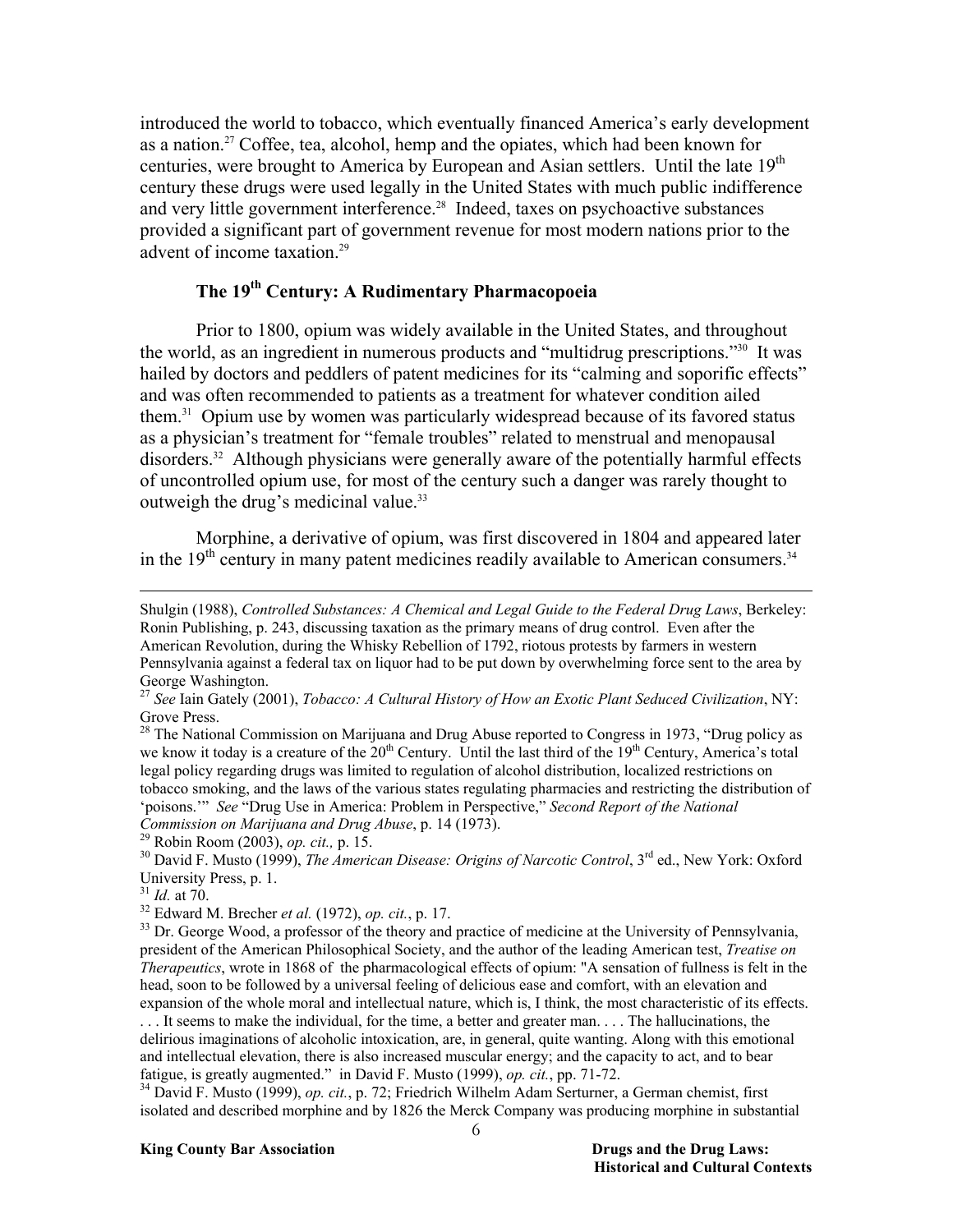introduced the world to tobacco, which eventually financed America's early development as a nation.[27] Coffee, tea, alcohol, hemp and the opiates, which had been known for centuries, were brought to America by European and Asian settlers. Until the late 19th century these drugs were used legally in the United States with much public indifference and very little government interference.[28] Indeed, taxes on psychoactive substances provided a significant part of government revenue for most modern nations prior to the advent of income taxation.[29]

### The 19th Century: A Rudimentary Pharmacopoeia

Prior to 1800, opium was widely available in the United States, and throughout the world, as an ingredient in numerous products and "multidrug prescriptions."[30] It was hailed by doctors and peddlers of patent medicines for its "calming and soporific effects" and was often recommended to patients as a treatment for whatever condition ailed them.[31] Opium use by women was particularly widespread because of its favored status as a physician's treatment for "female troubles" related to menstrual and menopausal disorders.[32] Although physicians were generally aware of the potentially harmful effects of uncontrolled opium use, for most of the century such a danger was rarely thought to outweigh the drug's medicinal value.[33]

Morphine, a derivative of opium, was first discovered in 1804 and appeared later in the 19th century in many patent medicines readily available to American consumers.[34]

---

Shulgin (1988), *Controlled Substances: A Chemical and Legal Guide to the Federal Drug Laws*, Berkeley: Ronin Publishing, p. 243, discussing taxation as the primary means of drug control. Even after the American Revolution, during the Whisky Rebellion of 1792, riotous protests by farmers in western Pennsylvania against a federal tax on liquor had to be put down by overwhelming force sent to the area by George Washington.

[27] *See* Iain Gately (2001), *Tobacco: A Cultural History of How an Exotic Plant Seduced Civilization*, NY: Grove Press.

[28] The National Commission on Marijuana and Drug Abuse reported to Congress in 1973, "Drug policy as we know it today is a creature of the 20th Century. Until the last third of the 19th Century, America's total legal policy regarding drugs was limited to regulation of alcohol distribution, localized restrictions on tobacco smoking, and the laws of the various states regulating pharmacies and restricting the distribution of 'poisons.'" *See* "Drug Use in America: Problem in Perspective," *Second Report of the National Commission on Marijuana and Drug Abuse*, p. 14 (1973).

[29] Robin Room (2003), *op. cit.,* p. 15.

[30] David F. Musto (1999), *The American Disease: Origins of Narcotic Control*, 3rd ed., New York: Oxford University Press, p. 1.

[31] *Id.* at 70.

[32] Edward M. Brecher *et al.* (1972), *op. cit.*, p. 17.

[33] Dr. George Wood, a professor of the theory and practice of medicine at the University of Pennsylvania, president of the American Philosophical Society, and the author of the leading American test, *Treatise on Therapeutics*, wrote in 1868 of the pharmacological effects of opium: "A sensation of fullness is felt in the head, soon to be followed by a universal feeling of delicious ease and comfort, with an elevation and expansion of the whole moral and intellectual nature, which is, I think, the most characteristic of its effects. . . . It seems to make the individual, for the time, a better and greater man. . . . The hallucinations, the delirious imaginations of alcoholic intoxication, are, in general, quite wanting. Along with this emotional and intellectual elevation, there is also increased muscular energy; and the capacity to act, and to bear fatigue, is greatly augmented." in David F. Musto (1999), *op. cit.*, pp. 71-72.

[34] David F. Musto (1999), *op. cit.*, p. 72; Friedrich Wilhelm Adam Serturner, a German chemist, first isolated and described morphine and by 1826 the Merck Company was producing morphine in substantial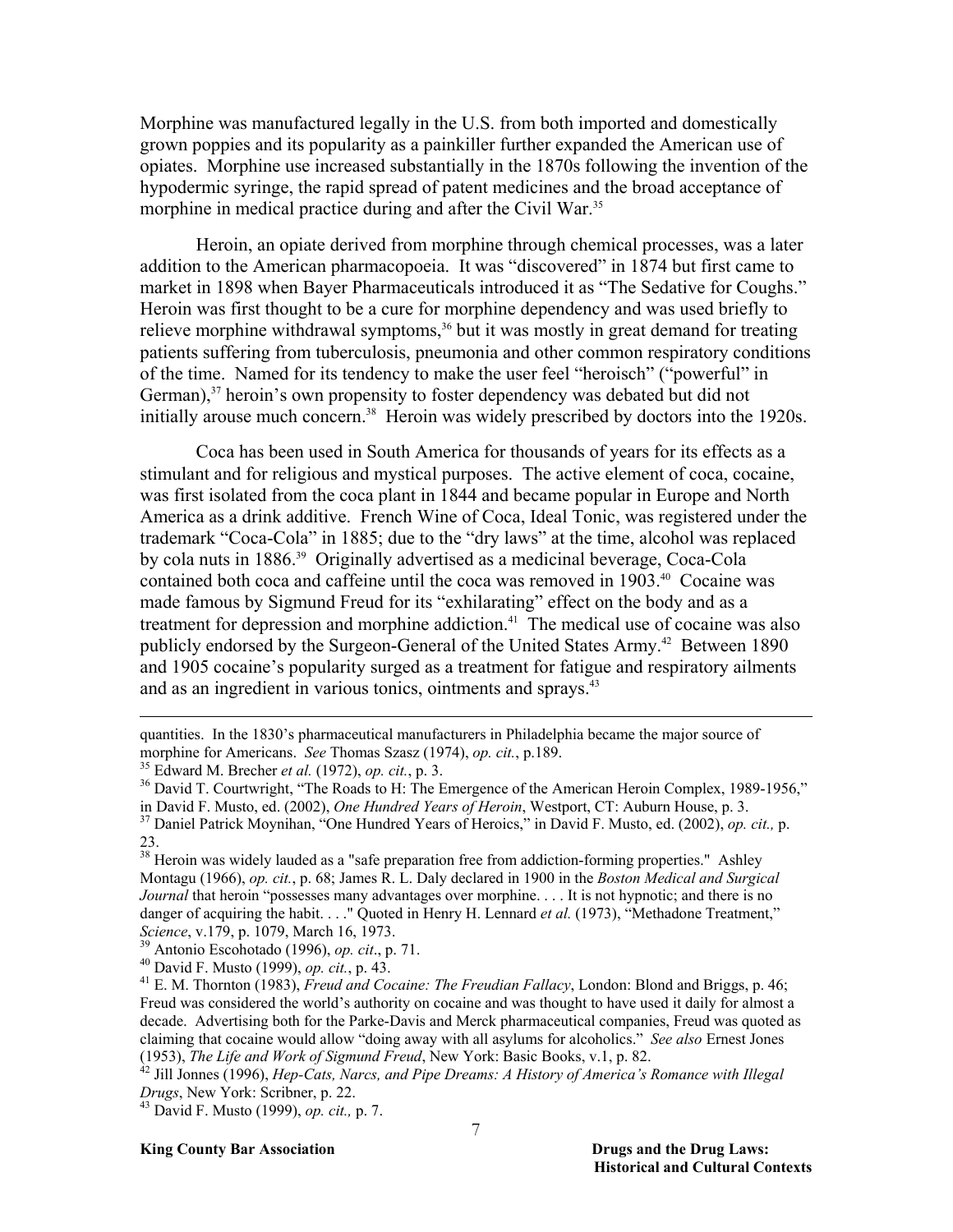Morphine was manufactured legally in the U.S. from both imported and domestically grown poppies and its popularity as a painkiller further expanded the American use of opiates. Morphine use increased substantially in the 1870s following the invention of the hypodermic syringe, the rapid spread of patent medicines and the broad acceptance of morphine in medical practice during and after the Civil War.[35]

Heroin, an opiate derived from morphine through chemical processes, was a later addition to the American pharmacopoeia. It was "discovered" in 1874 but first came to market in 1898 when Bayer Pharmaceuticals introduced it as "The Sedative for Coughs." Heroin was first thought to be a cure for morphine dependency and was used briefly to relieve morphine withdrawal symptoms,[36] but it was mostly in great demand for treating patients suffering from tuberculosis, pneumonia and other common respiratory conditions of the time. Named for its tendency to make the user feel "heroisch" ("powerful" in German),[37] heroin's own propensity to foster dependency was debated but did not initially arouse much concern.[38] Heroin was widely prescribed by doctors into the 1920s.

Coca has been used in South America for thousands of years for its effects as a stimulant and for religious and mystical purposes. The active element of coca, cocaine, was first isolated from the coca plant in 1844 and became popular in Europe and North America as a drink additive. French Wine of Coca, Ideal Tonic, was registered under the trademark "Coca-Cola" in 1885; due to the "dry laws" at the time, alcohol was replaced by cola nuts in 1886.[39] Originally advertised as a medicinal beverage, Coca-Cola contained both coca and caffeine until the coca was removed in 1903.[40] Cocaine was made famous by Sigmund Freud for its "exhilarating" effect on the body and as a treatment for depression and morphine addiction.[41] The medical use of cocaine was also publicly endorsed by the Surgeon-General of the United States Army.[42] Between 1890 and 1905 cocaine's popularity surged as a treatment for fatigue and respiratory ailments and as an ingredient in various tonics, ointments and sprays.[43]

---

quantities. In the 1830's pharmaceutical manufacturers in Philadelphia became the major source of morphine for Americans. *See* Thomas Szasz (1974), *op. cit.*, p.189.

[35] Edward M. Brecher *et al.* (1972), *op. cit.*, p. 3.

[36] David T. Courtwright, "The Roads to H: The Emergence of the American Heroin Complex, 1989-1956," in David F. Musto, ed. (2002), *One Hundred Years of Heroin*, Westport, CT: Auburn House, p. 3.

[37] Daniel Patrick Moynihan, "One Hundred Years of Heroics," in David F. Musto, ed. (2002), *op. cit.,* p. 23.

[38] Heroin was widely lauded as a "safe preparation free from addiction-forming properties." Ashley Montagu (1966), *op. cit.*, p. 68; James R. L. Daly declared in 1900 in the *Boston Medical and Surgical Journal* that heroin "possesses many advantages over morphine. . . . It is not hypnotic; and there is no danger of acquiring the habit. . . ." Quoted in Henry H. Lennard *et al.* (1973), "Methadone Treatment," *Science*, v.179, p. 1079, March 16, 1973.

[39] Antonio Escohotado (1996), *op. cit*., p. 71.

[40] David F. Musto (1999), *op. cit.*, p. 43.

[41] E. M. Thornton (1983), *Freud and Cocaine: The Freudian Fallacy*, London: Blond and Briggs, p. 46; Freud was considered the world's authority on cocaine and was thought to have used it daily for almost a decade. Advertising both for the Parke-Davis and Merck pharmaceutical companies, Freud was quoted as claiming that cocaine would allow "doing away with all asylums for alcoholics." *See also* Ernest Jones (1953), *The Life and Work of Sigmund Freud*, New York: Basic Books, v.1, p. 82.

[42] Jill Jonnes (1996), *Hep-Cats, Narcs, and Pipe Dreams: A History of America's Romance with Illegal Drugs*, New York: Scribner, p. 22.

[43] David F. Musto (1999), *op. cit.,* p. 7.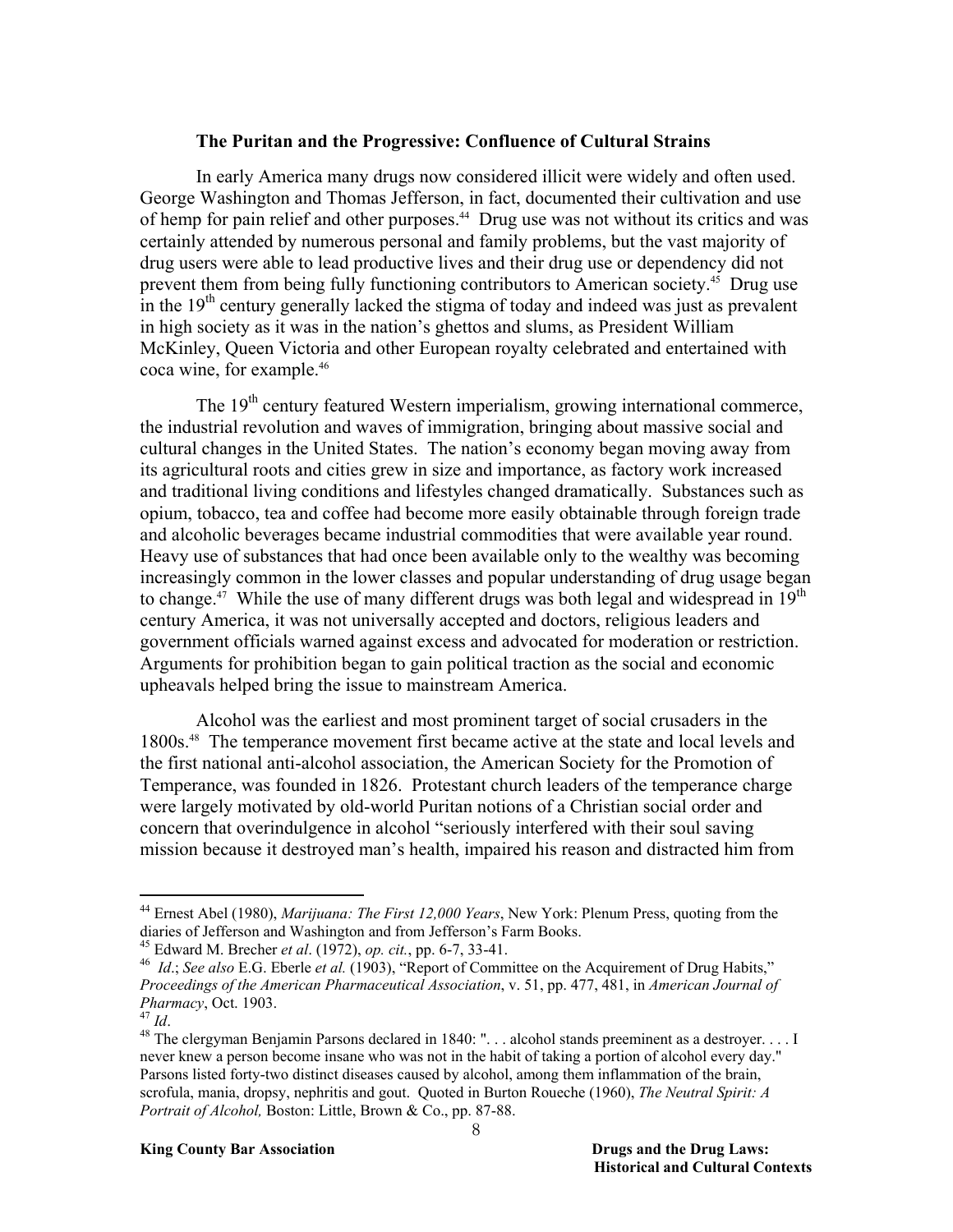### The Puritan and the Progressive: Confluence of Cultural Strains

In early America many drugs now considered illicit were widely and often used. George Washington and Thomas Jefferson, in fact, documented their cultivation and use of hemp for pain relief and other purposes.[44] Drug use was not without its critics and was certainly attended by numerous personal and family problems, but the vast majority of drug users were able to lead productive lives and their drug use or dependency did not prevent them from being fully functioning contributors to American society.[45] Drug use in the 19th century generally lacked the stigma of today and indeed was just as prevalent in high society as it was in the nation's ghettos and slums, as President William McKinley, Queen Victoria and other European royalty celebrated and entertained with coca wine, for example.[46]

The 19th century featured Western imperialism, growing international commerce, the industrial revolution and waves of immigration, bringing about massive social and cultural changes in the United States. The nation's economy began moving away from its agricultural roots and cities grew in size and importance, as factory work increased and traditional living conditions and lifestyles changed dramatically. Substances such as opium, tobacco, tea and coffee had become more easily obtainable through foreign trade and alcoholic beverages became industrial commodities that were available year round. Heavy use of substances that had once been available only to the wealthy was becoming increasingly common in the lower classes and popular understanding of drug usage began to change.[47] While the use of many different drugs was both legal and widespread in 19th century America, it was not universally accepted and doctors, religious leaders and government officials warned against excess and advocated for moderation or restriction. Arguments for prohibition began to gain political traction as the social and economic upheavals helped bring the issue to mainstream America.

Alcohol was the earliest and most prominent target of social crusaders in the 1800s.[48] The temperance movement first became active at the state and local levels and the first national anti-alcohol association, the American Society for the Promotion of Temperance, was founded in 1826. Protestant church leaders of the temperance charge were largely motivated by old-world Puritan notions of a Christian social order and concern that overindulgence in alcohol "seriously interfered with their soul saving mission because it destroyed man's health, impaired his reason and distracted him from

---

[44] Ernest Abel (1980), *Marijuana: The First 12,000 Years*, New York: Plenum Press, quoting from the diaries of Jefferson and Washington and from Jefferson's Farm Books.

[45] Edward M. Brecher *et al*. (1972), *op. cit.*, pp. 6-7, 33-41.

[46] *Id*.; *See also* E.G. Eberle *et al.* (1903), "Report of Committee on the Acquirement of Drug Habits," *Proceedings of the American Pharmaceutical Association*, v. 51, pp. 477, 481, in *American Journal of Pharmacy*, Oct. 1903.

[47] *Id*.

[48] The clergyman Benjamin Parsons declared in 1840: ". . . alcohol stands preeminent as a destroyer. . . . I never knew a person become insane who was not in the habit of taking a portion of alcohol every day." Parsons listed forty-two distinct diseases caused by alcohol, among them inflammation of the brain, scrofula, mania, dropsy, nephritis and gout. Quoted in Burton Roueche (1960), *The Neutral Spirit: A Portrait of Alcohol,* Boston: Little, Brown & Co., pp. 87-88.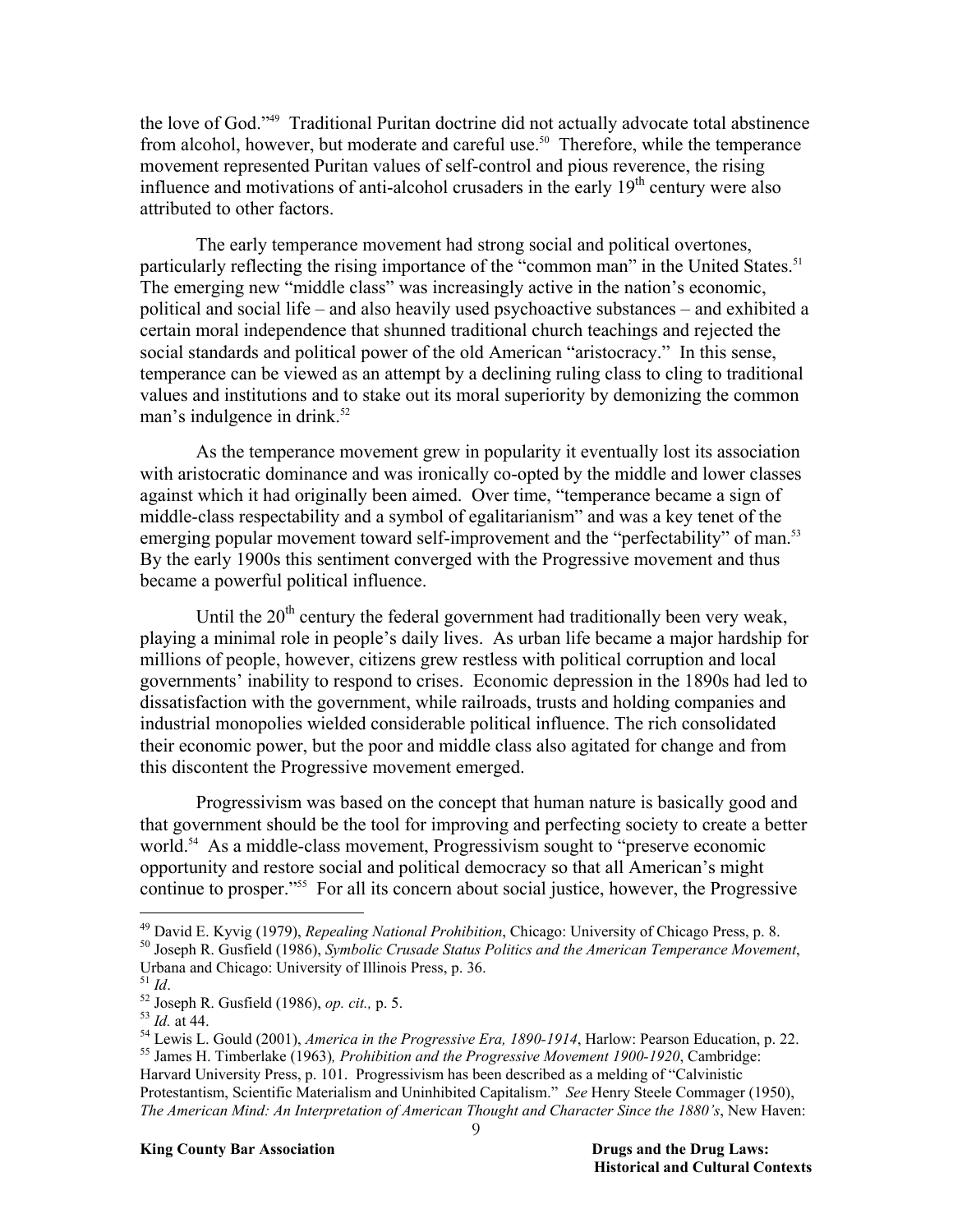the love of God."[49] Traditional Puritan doctrine did not actually advocate total abstinence from alcohol, however, but moderate and careful use.[50] Therefore, while the temperance movement represented Puritan values of self-control and pious reverence, the rising influence and motivations of anti-alcohol crusaders in the early 19th century were also attributed to other factors.

The early temperance movement had strong social and political overtones, particularly reflecting the rising importance of the "common man" in the United States.[51] The emerging new "middle class" was increasingly active in the nation's economic, political and social life – and also heavily used psychoactive substances – and exhibited a certain moral independence that shunned traditional church teachings and rejected the social standards and political power of the old American "aristocracy." In this sense, temperance can be viewed as an attempt by a declining ruling class to cling to traditional values and institutions and to stake out its moral superiority by demonizing the common man's indulgence in drink.[52]

As the temperance movement grew in popularity it eventually lost its association with aristocratic dominance and was ironically co-opted by the middle and lower classes against which it had originally been aimed. Over time, "temperance became a sign of middle-class respectability and a symbol of egalitarianism" and was a key tenet of the emerging popular movement toward self-improvement and the "perfectability" of man.[53] By the early 1900s this sentiment converged with the Progressive movement and thus became a powerful political influence.

Until the 20th century the federal government had traditionally been very weak, playing a minimal role in people's daily lives. As urban life became a major hardship for millions of people, however, citizens grew restless with political corruption and local governments' inability to respond to crises. Economic depression in the 1890s had led to dissatisfaction with the government, while railroads, trusts and holding companies and industrial monopolies wielded considerable political influence. The rich consolidated their economic power, but the poor and middle class also agitated for change and from this discontent the Progressive movement emerged.

Progressivism was based on the concept that human nature is basically good and that government should be the tool for improving and perfecting society to create a better world.[54] As a middle-class movement, Progressivism sought to "preserve economic opportunity and restore social and political democracy so that all American's might continue to prosper."[55] For all its concern about social justice, however, the Progressive

---

[49] David E. Kyvig (1979), *Repealing National Prohibition*, Chicago: University of Chicago Press, p. 8.

[50] Joseph R. Gusfield (1986), *Symbolic Crusade Status Politics and the American Temperance Movement*, Urbana and Chicago: University of Illinois Press, p. 36.

[51] *Id*.

[52] Joseph R. Gusfield (1986), *op. cit.,* p. 5.

[53] *Id.* at 44.

[54] Lewis L. Gould (2001), *America in the Progressive Era, 1890-1914*, Harlow: Pearson Education, p. 22.

[55] James H. Timberlake (1963)*, Prohibition and the Progressive Movement 1900-1920*, Cambridge: Harvard University Press, p. 101. Progressivism has been described as a melding of "Calvinistic Protestantism, Scientific Materialism and Uninhibited Capitalism." *See* Henry Steele Commager (1950), *The American Mind: An Interpretation of American Thought and Character Since the 1880's*, New Haven: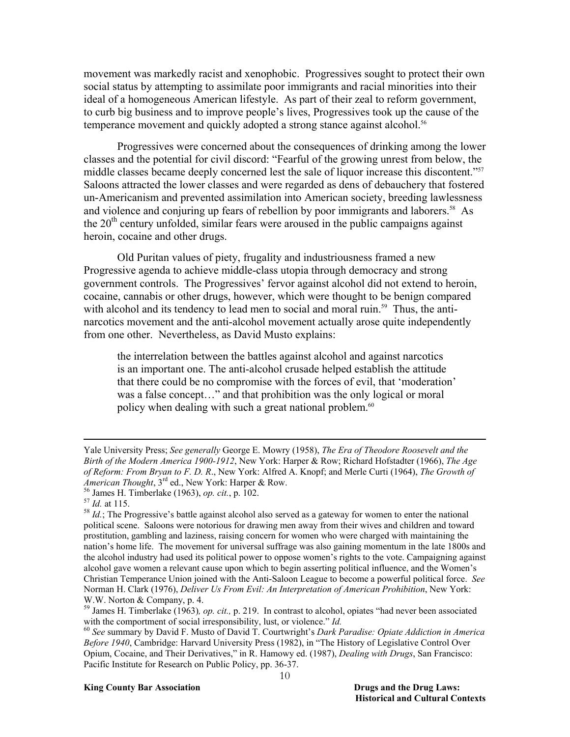movement was markedly racist and xenophobic. Progressives sought to protect their own social status by attempting to assimilate poor immigrants and racial minorities into their ideal of a homogeneous American lifestyle. As part of their zeal to reform government, to curb big business and to improve people's lives, Progressives took up the cause of the temperance movement and quickly adopted a strong stance against alcohol.[56]

Progressives were concerned about the consequences of drinking among the lower classes and the potential for civil discord: "Fearful of the growing unrest from below, the middle classes became deeply concerned lest the sale of liquor increase this discontent."[57] Saloons attracted the lower classes and were regarded as dens of debauchery that fostered un-Americanism and prevented assimilation into American society, breeding lawlessness and violence and conjuring up fears of rebellion by poor immigrants and laborers.[58] As the 20th century unfolded, similar fears were aroused in the public campaigns against heroin, cocaine and other drugs.

Old Puritan values of piety, frugality and industriousness framed a new Progressive agenda to achieve middle-class utopia through democracy and strong government controls. The Progressives' fervor against alcohol did not extend to heroin, cocaine, cannabis or other drugs, however, which were thought to be benign compared with alcohol and its tendency to lead men to social and moral ruin.[59] Thus, the anti-narcotics movement and the anti-alcohol movement actually arose quite independently from one other. Nevertheless, as David Musto explains:

> the interrelation between the battles against alcohol and against narcotics is an important one. The anti-alcohol crusade helped establish the attitude that there could be no compromise with the forces of evil, that 'moderation' was a false concept…" and that prohibition was the only logical or moral policy when dealing with such a great national problem.[60]

---

Yale University Press; *See generally* George E. Mowry (1958), *The Era of Theodore Roosevelt and the Birth of the Modern America 1900-1912*, New York: Harper & Row; Richard Hofstadter (1966), *The Age of Reform: From Bryan to F. D. R*., New York: Alfred A. Knopf; and Merle Curti (1964), *The Growth of American Thought*, 3rd ed., New York: Harper & Row.

[56] James H. Timberlake (1963), *op. cit.*, p. 102.

[57] *Id.* at 115.

[58] *Id.*; The Progressive's battle against alcohol also served as a gateway for women to enter the national political scene. Saloons were notorious for drawing men away from their wives and children and toward prostitution, gambling and laziness, raising concern for women who were charged with maintaining the nation's home life. The movement for universal suffrage was also gaining momentum in the late 1800s and the alcohol industry had used its political power to oppose women's rights to the vote. Campaigning against alcohol gave women a relevant cause upon which to begin asserting political influence, and the Women's Christian Temperance Union joined with the Anti-Saloon League to become a powerful political force. *See* Norman H. Clark (1976), *Deliver Us From Evil: An Interpretation of American Prohibition*, New York: W.W. Norton & Company, p. 4.

[59] James H. Timberlake (1963)*, op. cit.,* p. 219. In contrast to alcohol, opiates "had never been associated with the comportment of social irresponsibility, lust, or violence." *Id.*

[60] *See* summary by David F. Musto of David T. Courtwright's *Dark Paradise: Opiate Addiction in America Before 1940*, Cambridge: Harvard University Press (1982), in "The History of Legislative Control Over Opium, Cocaine, and Their Derivatives," in R. Hamowy ed. (1987), *Dealing with Drugs*, San Francisco: Pacific Institute for Research on Public Policy, pp. 36-37.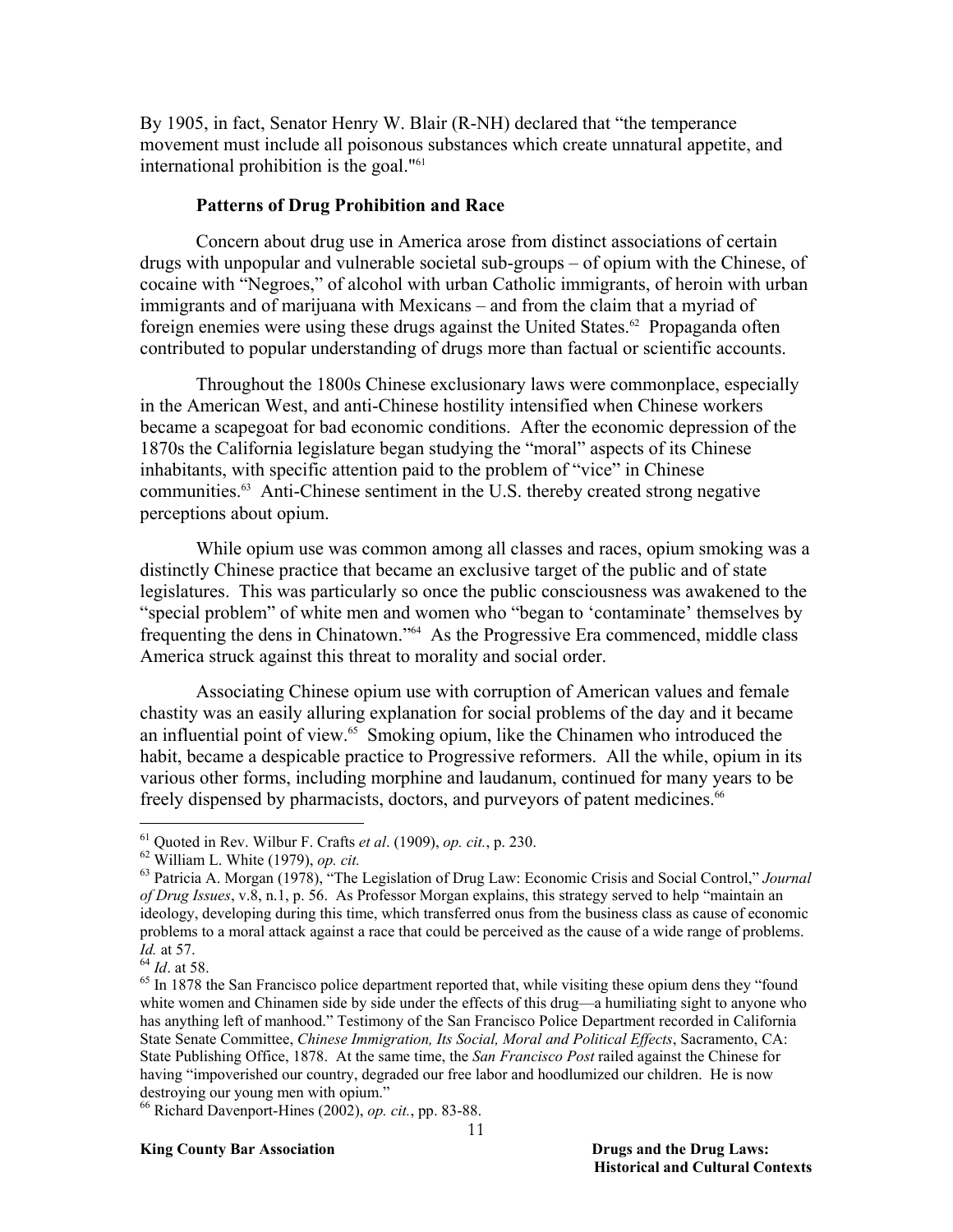By 1905, in fact, Senator Henry W. Blair (R-NH) declared that "the temperance movement must include all poisonous substances which create unnatural appetite, and international prohibition is the goal."[61]

**Patterns of Drug Prohibition and Race**

Concern about drug use in America arose from distinct associations of certain drugs with unpopular and vulnerable societal sub-groups – of opium with the Chinese, of cocaine with "Negroes," of alcohol with urban Catholic immigrants, of heroin with urban immigrants and of marijuana with Mexicans – and from the claim that a myriad of foreign enemies were using these drugs against the United States.[62] Propaganda often contributed to popular understanding of drugs more than factual or scientific accounts.

Throughout the 1800s Chinese exclusionary laws were commonplace, especially in the American West, and anti-Chinese hostility intensified when Chinese workers became a scapegoat for bad economic conditions. After the economic depression of the 1870s the California legislature began studying the "moral" aspects of its Chinese inhabitants, with specific attention paid to the problem of "vice" in Chinese communities.[63] Anti-Chinese sentiment in the U.S. thereby created strong negative perceptions about opium.

While opium use was common among all classes and races, opium smoking was a distinctly Chinese practice that became an exclusive target of the public and of state legislatures. This was particularly so once the public consciousness was awakened to the "special problem" of white men and women who "began to 'contaminate' themselves by frequenting the dens in Chinatown."[64] As the Progressive Era commenced, middle class America struck against this threat to morality and social order.

Associating Chinese opium use with corruption of American values and female chastity was an easily alluring explanation for social problems of the day and it became an influential point of view.[65] Smoking opium, like the Chinamen who introduced the habit, became a despicable practice to Progressive reformers. All the while, opium in its various other forms, including morphine and laudanum, continued for many years to be freely dispensed by pharmacists, doctors, and purveyors of patent medicines.[66]

---

[61] Quoted in Rev. Wilbur F. Crafts *et al*. (1909), *op. cit.*, p. 230.

[62] William L. White (1979), *op. cit.*

[63] Patricia A. Morgan (1978), "The Legislation of Drug Law: Economic Crisis and Social Control," *Journal of Drug Issues*, v.8, n.1, p. 56. As Professor Morgan explains, this strategy served to help "maintain an ideology, developing during this time, which transferred onus from the business class as cause of economic problems to a moral attack against a race that could be perceived as the cause of a wide range of problems. *Id.* at 57.

[64] *Id*. at 58.

[65] In 1878 the San Francisco police department reported that, while visiting these opium dens they "found white women and Chinamen side by side under the effects of this drug—a humiliating sight to anyone who has anything left of manhood." Testimony of the San Francisco Police Department recorded in California State Senate Committee, *Chinese Immigration, Its Social, Moral and Political Effects*, Sacramento, CA: State Publishing Office, 1878. At the same time, the *San Francisco Post* railed against the Chinese for having "impoverished our country, degraded our free labor and hoodlumized our children. He is now destroying our young men with opium."

[66] Richard Davenport-Hines (2002), *op. cit.*, pp. 83-88.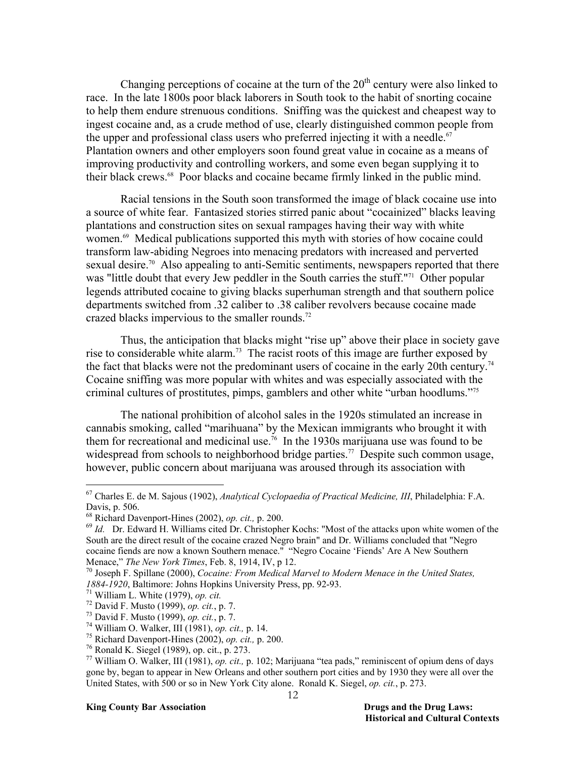Changing perceptions of cocaine at the turn of the 20th century were also linked to race. In the late 1800s poor black laborers in South took to the habit of snorting cocaine to help them endure strenuous conditions. Sniffing was the quickest and cheapest way to ingest cocaine and, as a crude method of use, clearly distinguished common people from the upper and professional class users who preferred injecting it with a needle.[67] Plantation owners and other employers soon found great value in cocaine as a means of improving productivity and controlling workers, and some even began supplying it to their black crews.[68] Poor blacks and cocaine became firmly linked in the public mind.

Racial tensions in the South soon transformed the image of black cocaine use into a source of white fear. Fantasized stories stirred panic about "cocainized" blacks leaving plantations and construction sites on sexual rampages having their way with white women.[69] Medical publications supported this myth with stories of how cocaine could transform law-abiding Negroes into menacing predators with increased and perverted sexual desire.[70] Also appealing to anti-Semitic sentiments, newspapers reported that there was "little doubt that every Jew peddler in the South carries the stuff."[71] Other popular legends attributed cocaine to giving blacks superhuman strength and that southern police departments switched from .32 caliber to .38 caliber revolvers because cocaine made crazed blacks impervious to the smaller rounds.[72]

Thus, the anticipation that blacks might "rise up" above their place in society gave rise to considerable white alarm.[73] The racist roots of this image are further exposed by the fact that blacks were not the predominant users of cocaine in the early 20th century.[74] Cocaine sniffing was more popular with whites and was especially associated with the criminal cultures of prostitutes, pimps, gamblers and other white "urban hoodlums."[75]

The national prohibition of alcohol sales in the 1920s stimulated an increase in cannabis smoking, called "marihuana" by the Mexican immigrants who brought it with them for recreational and medicinal use.[76] In the 1930s marijuana use was found to be widespread from schools to neighborhood bridge parties.[77] Despite such common usage, however, public concern about marijuana was aroused through its association with

---

[67] Charles E. de M. Sajous (1902), *Analytical Cyclopaedia of Practical Medicine, III*, Philadelphia: F.A. Davis, p. 506.

[68] Richard Davenport-Hines (2002), *op. cit.,* p. 200.

[69] *Id.* Dr. Edward H. Williams cited Dr. Christopher Kochs: "Most of the attacks upon white women of the South are the direct result of the cocaine crazed Negro brain" and Dr. Williams concluded that "Negro cocaine fiends are now a known Southern menace." "Negro Cocaine 'Fiends' Are A New Southern Menace," *The New York Times*, Feb. 8, 1914, IV, p 12.

[70] Joseph F. Spillane (2000), *Cocaine: From Medical Marvel to Modern Menace in the United States, 1884-1920*, Baltimore: Johns Hopkins University Press, pp. 92-93.

[71] William L. White (1979), *op. cit.*

[72] David F. Musto (1999), *op. cit.*, p. 7.

[73] David F. Musto (1999), *op. cit.*, p. 7.

[74] William O. Walker, III (1981), *op. cit.,* p. 14.

[75] Richard Davenport-Hines (2002), *op. cit.,* p. 200.

[76] Ronald K. Siegel (1989), op. cit., p. 273.

[77] William O. Walker, III (1981), *op. cit.,* p. 102; Marijuana "tea pads," reminiscent of opium dens of days gone by, began to appear in New Orleans and other southern port cities and by 1930 they were all over the United States, with 500 or so in New York City alone. Ronald K. Siegel, *op. cit.*, p. 273.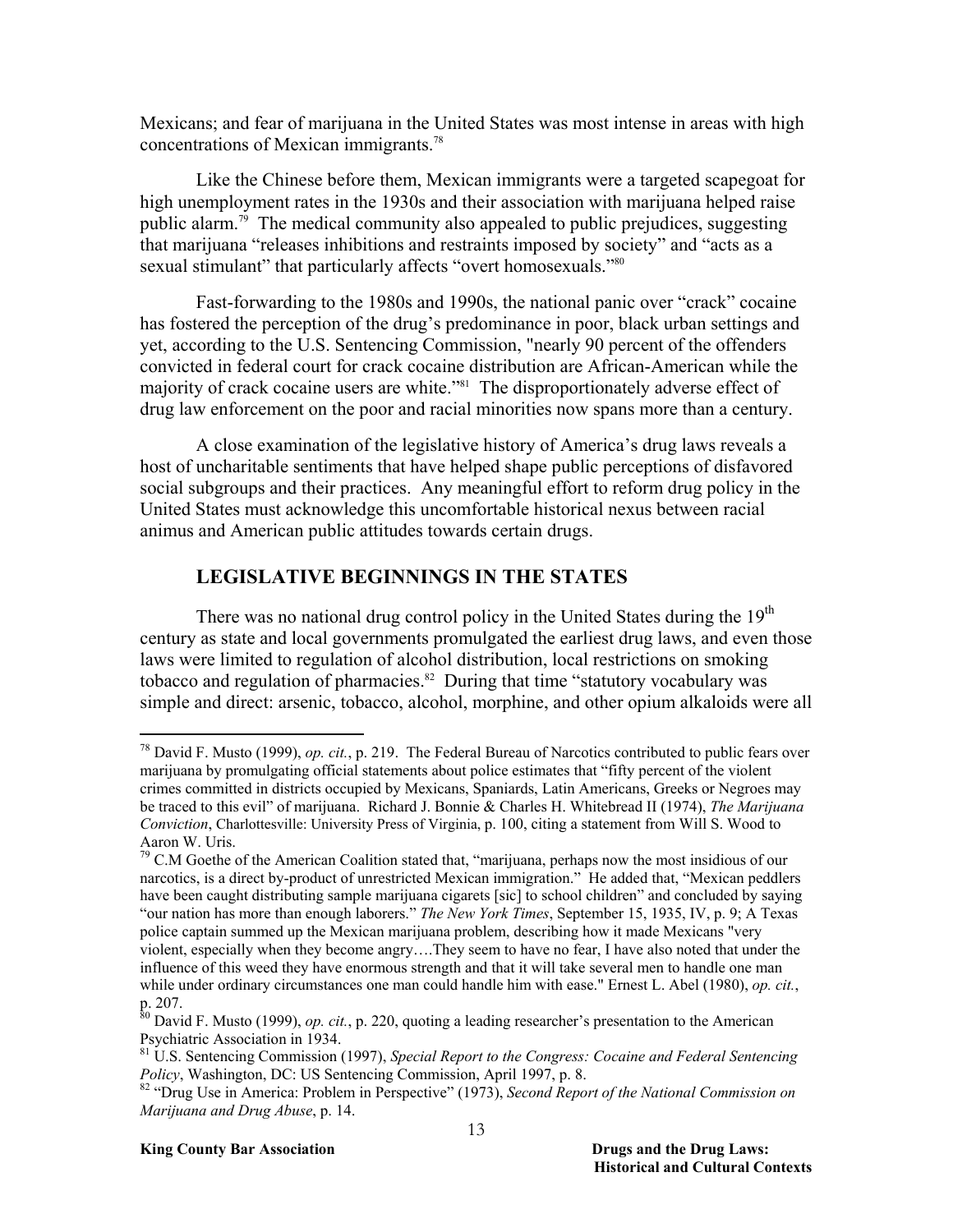Mexicans; and fear of marijuana in the United States was most intense in areas with high concentrations of Mexican immigrants.[78]

Like the Chinese before them, Mexican immigrants were a targeted scapegoat for high unemployment rates in the 1930s and their association with marijuana helped raise public alarm.[79] The medical community also appealed to public prejudices, suggesting that marijuana "releases inhibitions and restraints imposed by society" and "acts as a sexual stimulant" that particularly affects "overt homosexuals."[80]

Fast-forwarding to the 1980s and 1990s, the national panic over "crack" cocaine has fostered the perception of the drug's predominance in poor, black urban settings and yet, according to the U.S. Sentencing Commission, "nearly 90 percent of the offenders convicted in federal court for crack cocaine distribution are African-American while the majority of crack cocaine users are white."[81] The disproportionately adverse effect of drug law enforcement on the poor and racial minorities now spans more than a century.

A close examination of the legislative history of America's drug laws reveals a host of uncharitable sentiments that have helped shape public perceptions of disfavored social subgroups and their practices. Any meaningful effort to reform drug policy in the United States must acknowledge this uncomfortable historical nexus between racial animus and American public attitudes towards certain drugs.

## LEGISLATIVE BEGINNINGS IN THE STATES

There was no national drug control policy in the United States during the 19th century as state and local governments promulgated the earliest drug laws, and even those laws were limited to regulation of alcohol distribution, local restrictions on smoking tobacco and regulation of pharmacies.[82] During that time "statutory vocabulary was simple and direct: arsenic, tobacco, alcohol, morphine, and other opium alkaloids were all

---

[78] David F. Musto (1999), *op. cit.*, p. 219. The Federal Bureau of Narcotics contributed to public fears over marijuana by promulgating official statements about police estimates that "fifty percent of the violent crimes committed in districts occupied by Mexicans, Spaniards, Latin Americans, Greeks or Negroes may be traced to this evil" of marijuana. Richard J. Bonnie & Charles H. Whitebread II (1974), *The Marijuana Conviction*, Charlottesville: University Press of Virginia, p. 100, citing a statement from Will S. Wood to Aaron W. Uris.

[79] C.M Goethe of the American Coalition stated that, "marijuana, perhaps now the most insidious of our narcotics, is a direct by-product of unrestricted Mexican immigration." He added that, "Mexican peddlers have been caught distributing sample marijuana cigarets [sic] to school children" and concluded by saying "our nation has more than enough laborers." *The New York Times*, September 15, 1935, IV, p. 9; A Texas police captain summed up the Mexican marijuana problem, describing how it made Mexicans "very violent, especially when they become angry….They seem to have no fear, I have also noted that under the influence of this weed they have enormous strength and that it will take several men to handle one man while under ordinary circumstances one man could handle him with ease." Ernest L. Abel (1980), *op. cit.*, p. 207.

[80] David F. Musto (1999), *op. cit.*, p. 220, quoting a leading researcher's presentation to the American Psychiatric Association in 1934.

[81] U.S. Sentencing Commission (1997), *Special Report to the Congress: Cocaine and Federal Sentencing Policy*, Washington, DC: US Sentencing Commission, April 1997, p. 8.

[82] "Drug Use in America: Problem in Perspective" (1973), *Second Report of the National Commission on Marijuana and Drug Abuse*, p. 14.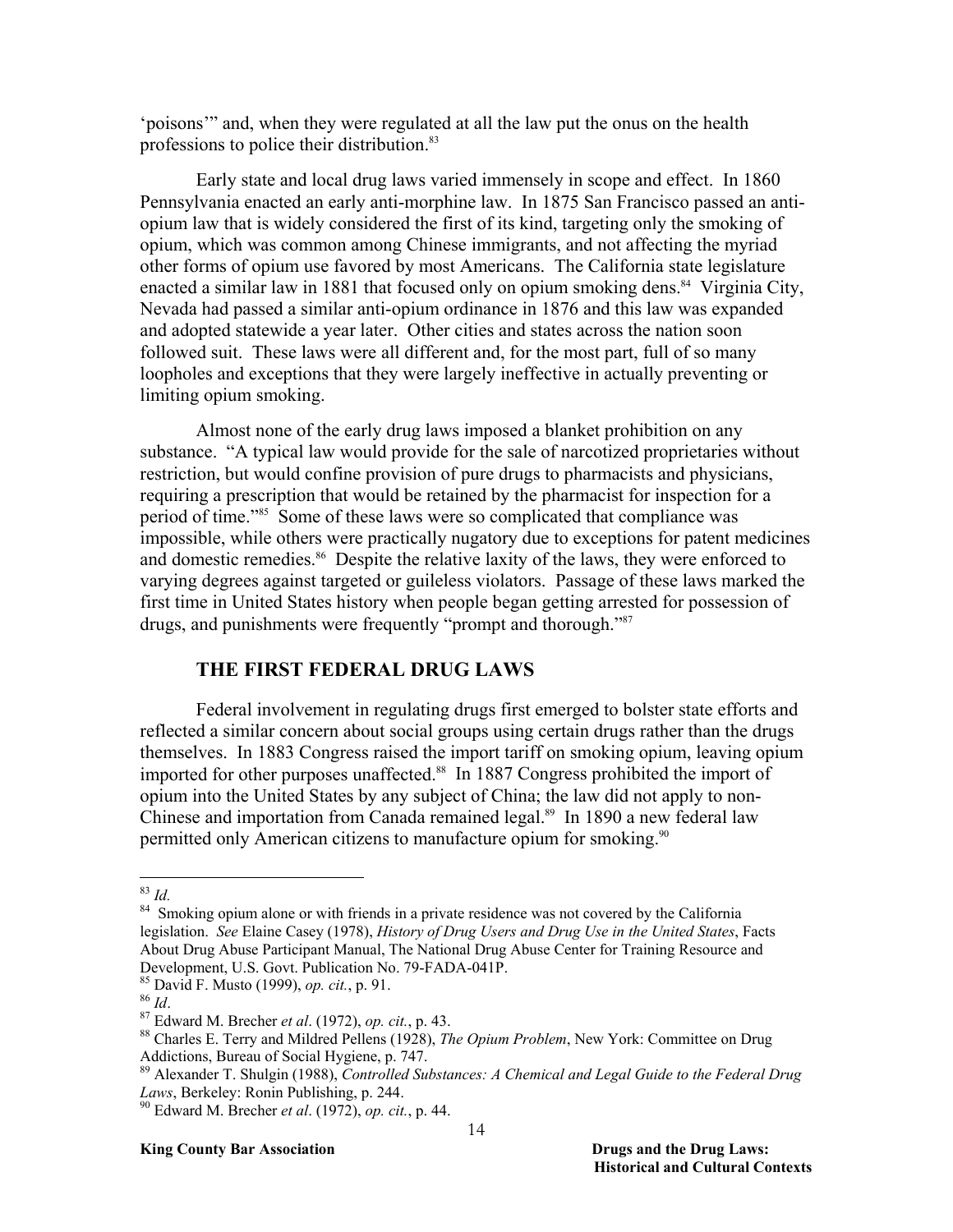'poisons'" and, when they were regulated at all the law put the onus on the health professions to police their distribution.[83]

Early state and local drug laws varied immensely in scope and effect. In 1860 Pennsylvania enacted an early anti-morphine law. In 1875 San Francisco passed an anti-opium law that is widely considered the first of its kind, targeting only the smoking of opium, which was common among Chinese immigrants, and not affecting the myriad other forms of opium use favored by most Americans. The California state legislature enacted a similar law in 1881 that focused only on opium smoking dens.[84] Virginia City, Nevada had passed a similar anti-opium ordinance in 1876 and this law was expanded and adopted statewide a year later. Other cities and states across the nation soon followed suit. These laws were all different and, for the most part, full of so many loopholes and exceptions that they were largely ineffective in actually preventing or limiting opium smoking.

Almost none of the early drug laws imposed a blanket prohibition on any substance. "A typical law would provide for the sale of narcotized proprietaries without restriction, but would confine provision of pure drugs to pharmacists and physicians, requiring a prescription that would be retained by the pharmacist for inspection for a period of time."[85] Some of these laws were so complicated that compliance was impossible, while others were practically nugatory due to exceptions for patent medicines and domestic remedies.[86] Despite the relative laxity of the laws, they were enforced to varying degrees against targeted or guileless violators. Passage of these laws marked the first time in United States history when people began getting arrested for possession of drugs, and punishments were frequently "prompt and thorough."[87]

## THE FIRST FEDERAL DRUG LAWS

Federal involvement in regulating drugs first emerged to bolster state efforts and reflected a similar concern about social groups using certain drugs rather than the drugs themselves. In 1883 Congress raised the import tariff on smoking opium, leaving opium imported for other purposes unaffected.[88] In 1887 Congress prohibited the import of opium into the United States by any subject of China; the law did not apply to non-Chinese and importation from Canada remained legal.[89] In 1890 a new federal law permitted only American citizens to manufacture opium for smoking.[90]

---

[83] *Id.*

[84] Smoking opium alone or with friends in a private residence was not covered by the California legislation. *See* Elaine Casey (1978), *History of Drug Users and Drug Use in the United States*, Facts About Drug Abuse Participant Manual, The National Drug Abuse Center for Training Resource and Development, U.S. Govt. Publication No. 79-FADA-041P.

[85] David F. Musto (1999), *op. cit.*, p. 91.

[86] *Id*.

[87] Edward M. Brecher *et al*. (1972), *op. cit.*, p. 43.

[88] Charles E. Terry and Mildred Pellens (1928), *The Opium Problem*, New York: Committee on Drug Addictions, Bureau of Social Hygiene, p. 747.

[89] Alexander T. Shulgin (1988), *Controlled Substances: A Chemical and Legal Guide to the Federal Drug Laws*, Berkeley: Ronin Publishing, p. 244.

[90] Edward M. Brecher *et al*. (1972), *op. cit.*, p. 44.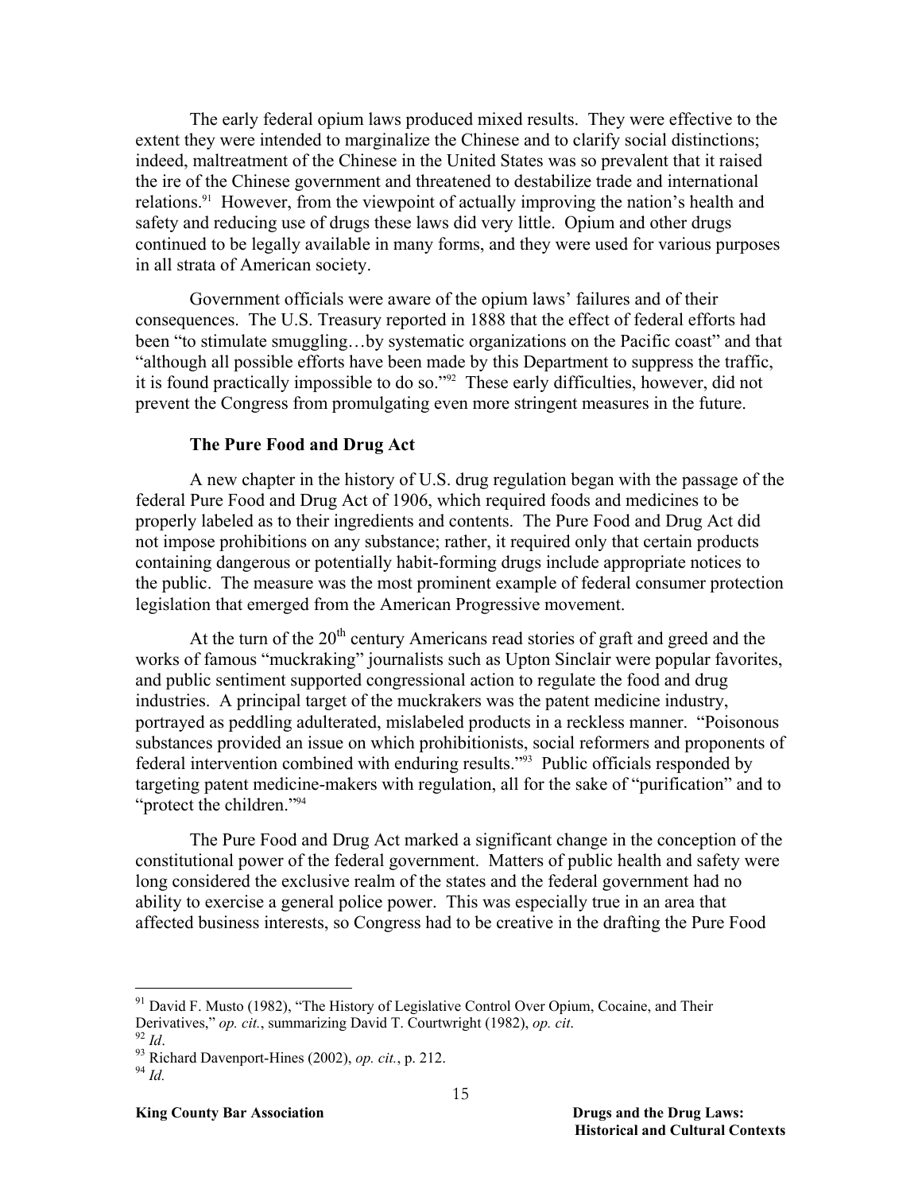The early federal opium laws produced mixed results. They were effective to the extent they were intended to marginalize the Chinese and to clarify social distinctions; indeed, maltreatment of the Chinese in the United States was so prevalent that it raised the ire of the Chinese government and threatened to destabilize trade and international relations.[91] However, from the viewpoint of actually improving the nation's health and safety and reducing use of drugs these laws did very little. Opium and other drugs continued to be legally available in many forms, and they were used for various purposes in all strata of American society.

Government officials were aware of the opium laws' failures and of their consequences. The U.S. Treasury reported in 1888 that the effect of federal efforts had been "to stimulate smuggling…by systematic organizations on the Pacific coast" and that "although all possible efforts have been made by this Department to suppress the traffic, it is found practically impossible to do so."[92] These early difficulties, however, did not prevent the Congress from promulgating even more stringent measures in the future.

### The Pure Food and Drug Act

A new chapter in the history of U.S. drug regulation began with the passage of the federal Pure Food and Drug Act of 1906, which required foods and medicines to be properly labeled as to their ingredients and contents. The Pure Food and Drug Act did not impose prohibitions on any substance; rather, it required only that certain products containing dangerous or potentially habit-forming drugs include appropriate notices to the public. The measure was the most prominent example of federal consumer protection legislation that emerged from the American Progressive movement.

At the turn of the 20th century Americans read stories of graft and greed and the works of famous "muckraking" journalists such as Upton Sinclair were popular favorites, and public sentiment supported congressional action to regulate the food and drug industries. A principal target of the muckrakers was the patent medicine industry, portrayed as peddling adulterated, mislabeled products in a reckless manner. "Poisonous substances provided an issue on which prohibitionists, social reformers and proponents of federal intervention combined with enduring results."[93] Public officials responded by targeting patent medicine-makers with regulation, all for the sake of "purification" and to "protect the children."[94]

The Pure Food and Drug Act marked a significant change in the conception of the constitutional power of the federal government. Matters of public health and safety were long considered the exclusive realm of the states and the federal government had no ability to exercise a general police power. This was especially true in an area that affected business interests, so Congress had to be creative in the drafting the Pure Food

---

[91] David F. Musto (1982), "The History of Legislative Control Over Opium, Cocaine, and Their Derivatives," *op. cit.*, summarizing David T. Courtwright (1982), *op. cit.*

[92] *Id*.

[93] Richard Davenport-Hines (2002), *op. cit.*, p. 212.

[94] *Id.*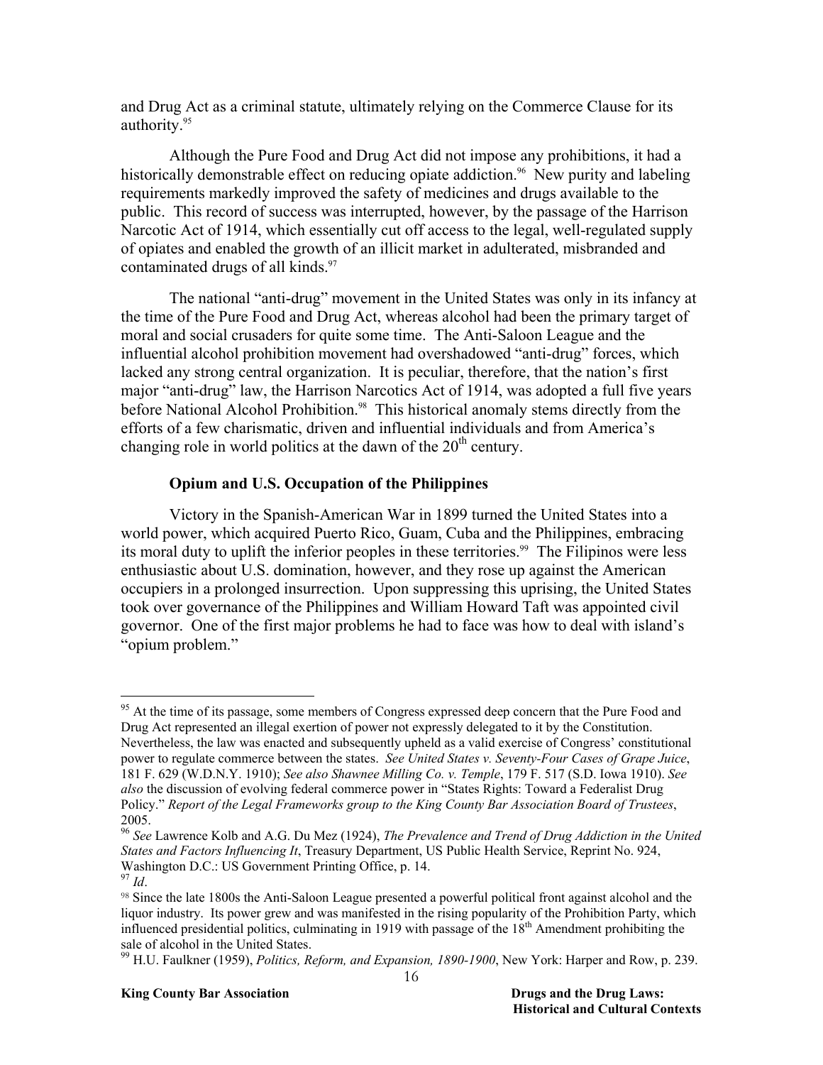and Drug Act as a criminal statute, ultimately relying on the Commerce Clause for its authority.[95]

Although the Pure Food and Drug Act did not impose any prohibitions, it had a historically demonstrable effect on reducing opiate addiction.[96] New purity and labeling requirements markedly improved the safety of medicines and drugs available to the public. This record of success was interrupted, however, by the passage of the Harrison Narcotic Act of 1914, which essentially cut off access to the legal, well-regulated supply of opiates and enabled the growth of an illicit market in adulterated, misbranded and contaminated drugs of all kinds.[97]

The national "anti-drug" movement in the United States was only in its infancy at the time of the Pure Food and Drug Act, whereas alcohol had been the primary target of moral and social crusaders for quite some time. The Anti-Saloon League and the influential alcohol prohibition movement had overshadowed "anti-drug" forces, which lacked any strong central organization. It is peculiar, therefore, that the nation's first major "anti-drug" law, the Harrison Narcotics Act of 1914, was adopted a full five years before National Alcohol Prohibition.[98] This historical anomaly stems directly from the efforts of a few charismatic, driven and influential individuals and from America's changing role in world politics at the dawn of the 20th century.

### Opium and U.S. Occupation of the Philippines

Victory in the Spanish-American War in 1899 turned the United States into a world power, which acquired Puerto Rico, Guam, Cuba and the Philippines, embracing its moral duty to uplift the inferior peoples in these territories.[99] The Filipinos were less enthusiastic about U.S. domination, however, and they rose up against the American occupiers in a prolonged insurrection. Upon suppressing this uprising, the United States took over governance of the Philippines and William Howard Taft was appointed civil governor. One of the first major problems he had to face was how to deal with island's "opium problem."

---

[95] At the time of its passage, some members of Congress expressed deep concern that the Pure Food and Drug Act represented an illegal exertion of power not expressly delegated to it by the Constitution. Nevertheless, the law was enacted and subsequently upheld as a valid exercise of Congress' constitutional power to regulate commerce between the states. *See United States v. Seventy-Four Cases of Grape Juice*, 181 F. 629 (W.D.N.Y. 1910); *See also Shawnee Milling Co. v. Temple*, 179 F. 517 (S.D. Iowa 1910). *See also* the discussion of evolving federal commerce power in "States Rights: Toward a Federalist Drug Policy." *Report of the Legal Frameworks group to the King County Bar Association Board of Trustees*, 2005.

[96] *See* Lawrence Kolb and A.G. Du Mez (1924), *The Prevalence and Trend of Drug Addiction in the United States and Factors Influencing It*, Treasury Department, US Public Health Service, Reprint No. 924, Washington D.C.: US Government Printing Office, p. 14.

[97] *Id*.

[98] Since the late 1800s the Anti-Saloon League presented a powerful political front against alcohol and the liquor industry. Its power grew and was manifested in the rising popularity of the Prohibition Party, which influenced presidential politics, culminating in 1919 with passage of the 18th Amendment prohibiting the sale of alcohol in the United States.

[99] H.U. Faulkner (1959), *Politics, Reform, and Expansion, 1890-1900*, New York: Harper and Row, p. 239.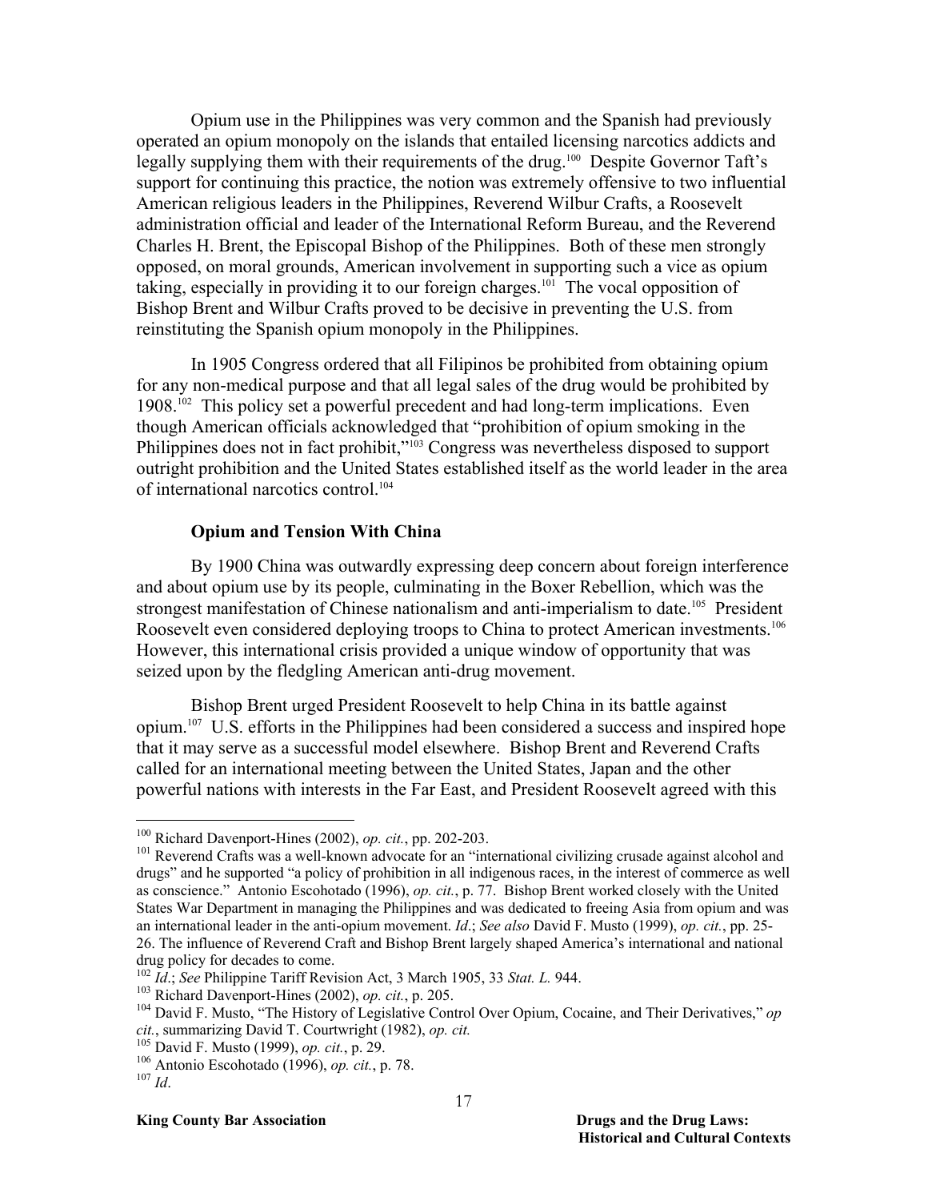Opium use in the Philippines was very common and the Spanish had previously operated an opium monopoly on the islands that entailed licensing narcotics addicts and legally supplying them with their requirements of the drug.[100] Despite Governor Taft's support for continuing this practice, the notion was extremely offensive to two influential American religious leaders in the Philippines, Reverend Wilbur Crafts, a Roosevelt administration official and leader of the International Reform Bureau, and the Reverend Charles H. Brent, the Episcopal Bishop of the Philippines. Both of these men strongly opposed, on moral grounds, American involvement in supporting such a vice as opium taking, especially in providing it to our foreign charges.[101] The vocal opposition of Bishop Brent and Wilbur Crafts proved to be decisive in preventing the U.S. from reinstituting the Spanish opium monopoly in the Philippines.

In 1905 Congress ordered that all Filipinos be prohibited from obtaining opium for any non-medical purpose and that all legal sales of the drug would be prohibited by 1908.[102] This policy set a powerful precedent and had long-term implications. Even though American officials acknowledged that "prohibition of opium smoking in the Philippines does not in fact prohibit,"[103] Congress was nevertheless disposed to support outright prohibition and the United States established itself as the world leader in the area of international narcotics control.[104]

### Opium and Tension With China

By 1900 China was outwardly expressing deep concern about foreign interference and about opium use by its people, culminating in the Boxer Rebellion, which was the strongest manifestation of Chinese nationalism and anti-imperialism to date.[105] President Roosevelt even considered deploying troops to China to protect American investments.[106] However, this international crisis provided a unique window of opportunity that was seized upon by the fledgling American anti-drug movement.

Bishop Brent urged President Roosevelt to help China in its battle against opium.[107] U.S. efforts in the Philippines had been considered a success and inspired hope that it may serve as a successful model elsewhere. Bishop Brent and Reverend Crafts called for an international meeting between the United States, Japan and the other powerful nations with interests in the Far East, and President Roosevelt agreed with this

---

[100] Richard Davenport-Hines (2002), *op. cit.*, pp. 202-203.

[101] Reverend Crafts was a well-known advocate for an "international civilizing crusade against alcohol and drugs" and he supported "a policy of prohibition in all indigenous races, in the interest of commerce as well as conscience." Antonio Escohotado (1996), *op. cit.*, p. 77. Bishop Brent worked closely with the United States War Department in managing the Philippines and was dedicated to freeing Asia from opium and was an international leader in the anti-opium movement. *Id*.; *See also* David F. Musto (1999), *op. cit.*, pp. 25-26. The influence of Reverend Craft and Bishop Brent largely shaped America's international and national drug policy for decades to come.

[102] *Id*.; *See* Philippine Tariff Revision Act, 3 March 1905, 33 *Stat. L.* 944.

[103] Richard Davenport-Hines (2002), *op. cit.*, p. 205.

[104] David F. Musto, "The History of Legislative Control Over Opium, Cocaine, and Their Derivatives," *op cit.*, summarizing David T. Courtwright (1982), *op. cit.*

[105] David F. Musto (1999), *op. cit.*, p. 29.

[106] Antonio Escohotado (1996), *op. cit.*, p. 78.

[107] *Id*.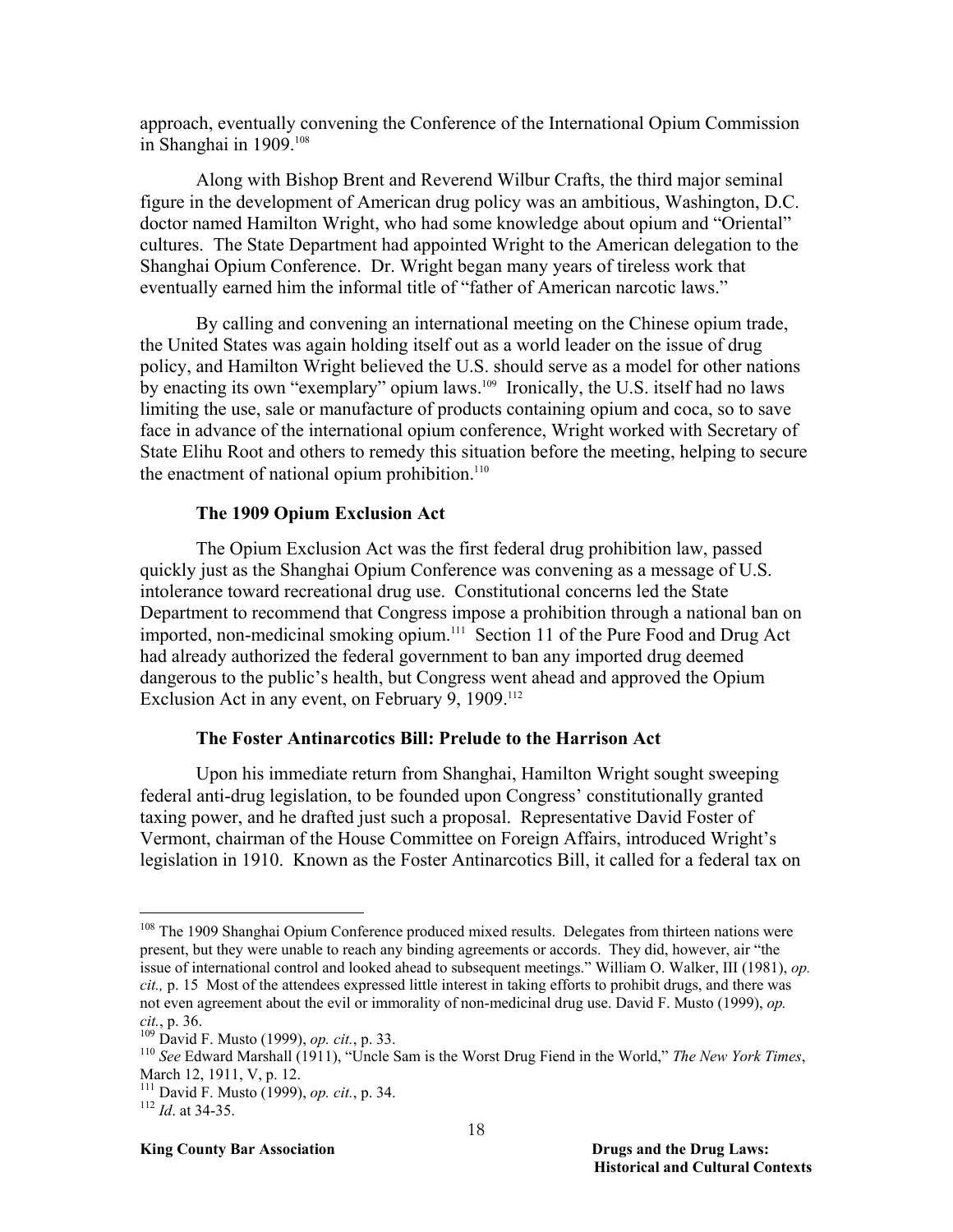approach, eventually convening the Conference of the International Opium Commission in Shanghai in 1909.[108]

Along with Bishop Brent and Reverend Wilbur Crafts, the third major seminal figure in the development of American drug policy was an ambitious, Washington, D.C. doctor named Hamilton Wright, who had some knowledge about opium and "Oriental" cultures. The State Department had appointed Wright to the American delegation to the Shanghai Opium Conference. Dr. Wright began many years of tireless work that eventually earned him the informal title of "father of American narcotic laws."

By calling and convening an international meeting on the Chinese opium trade, the United States was again holding itself out as a world leader on the issue of drug policy, and Hamilton Wright believed the U.S. should serve as a model for other nations by enacting its own "exemplary" opium laws.[109] Ironically, the U.S. itself had no laws limiting the use, sale or manufacture of products containing opium and coca, so to save face in advance of the international opium conference, Wright worked with Secretary of State Elihu Root and others to remedy this situation before the meeting, helping to secure the enactment of national opium prohibition.[110]

### The 1909 Opium Exclusion Act

The Opium Exclusion Act was the first federal drug prohibition law, passed quickly just as the Shanghai Opium Conference was convening as a message of U.S. intolerance toward recreational drug use. Constitutional concerns led the State Department to recommend that Congress impose a prohibition through a national ban on imported, non-medicinal smoking opium.[111] Section 11 of the Pure Food and Drug Act had already authorized the federal government to ban any imported drug deemed dangerous to the public's health, but Congress went ahead and approved the Opium Exclusion Act in any event, on February 9, 1909.[112]

### The Foster Antinarcotics Bill: Prelude to the Harrison Act

Upon his immediate return from Shanghai, Hamilton Wright sought sweeping federal anti-drug legislation, to be founded upon Congress' constitutionally granted taxing power, and he drafted just such a proposal. Representative David Foster of Vermont, chairman of the House Committee on Foreign Affairs, introduced Wright's legislation in 1910. Known as the Foster Antinarcotics Bill, it called for a federal tax on

---

[108] The 1909 Shanghai Opium Conference produced mixed results. Delegates from thirteen nations were present, but they were unable to reach any binding agreements or accords. They did, however, air "the issue of international control and looked ahead to subsequent meetings." William O. Walker, III (1981), *op. cit.,* p. 15 Most of the attendees expressed little interest in taking efforts to prohibit drugs, and there was not even agreement about the evil or immorality of non-medicinal drug use. David F. Musto (1999), *op. cit.*, p. 36.

[109] David F. Musto (1999), *op. cit.*, p. 33.

[110] *See* Edward Marshall (1911), "Uncle Sam is the Worst Drug Fiend in the World," *The New York Times*, March 12, 1911, V, p. 12.

[111] David F. Musto (1999), *op. cit.*, p. 34.

[112] *Id*. at 34-35.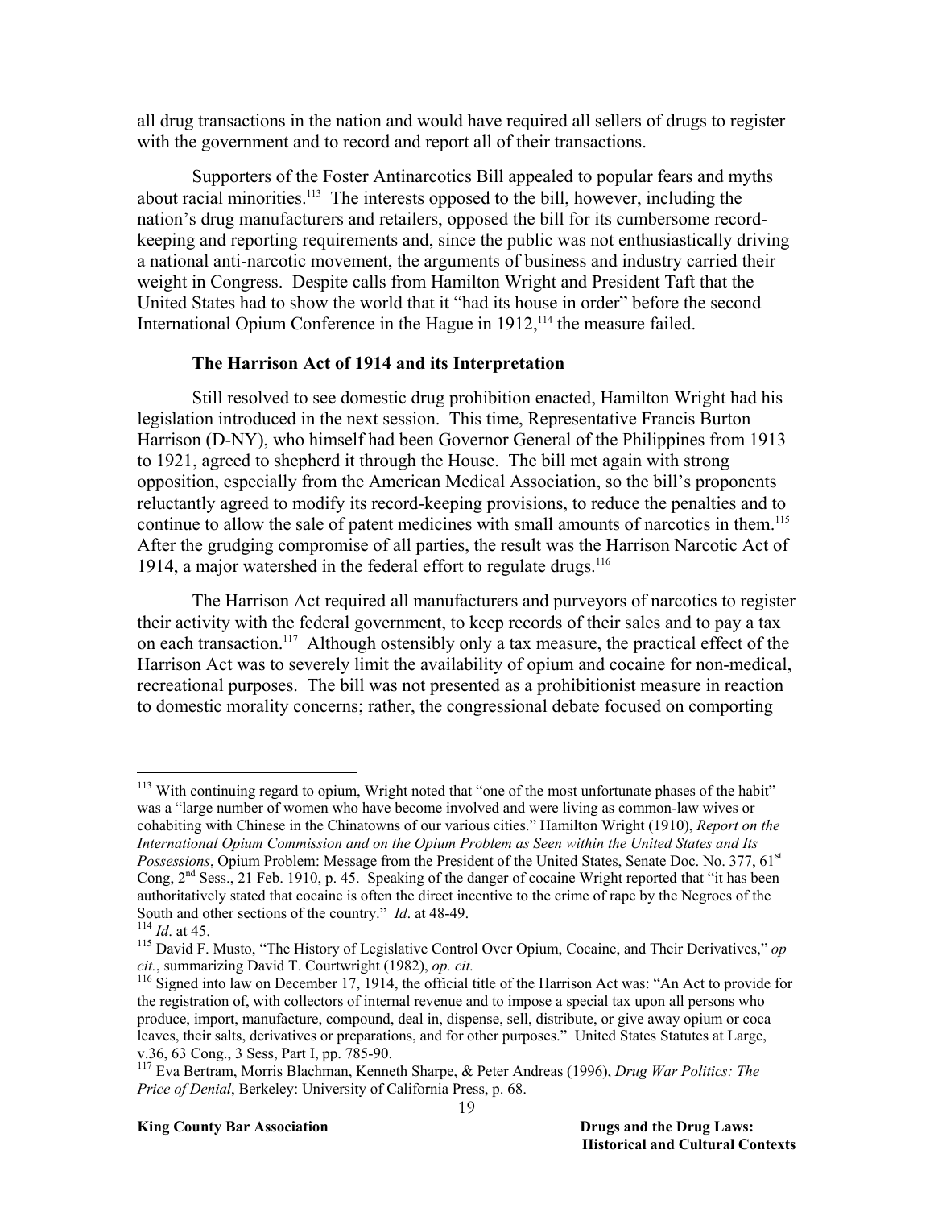all drug transactions in the nation and would have required all sellers of drugs to register with the government and to record and report all of their transactions.

Supporters of the Foster Antinarcotics Bill appealed to popular fears and myths about racial minorities.[113] The interests opposed to the bill, however, including the nation's drug manufacturers and retailers, opposed the bill for its cumbersome record-keeping and reporting requirements and, since the public was not enthusiastically driving a national anti-narcotic movement, the arguments of business and industry carried their weight in Congress. Despite calls from Hamilton Wright and President Taft that the United States had to show the world that it "had its house in order" before the second International Opium Conference in the Hague in 1912,[114] the measure failed.

**The Harrison Act of 1914 and its Interpretation**

Still resolved to see domestic drug prohibition enacted, Hamilton Wright had his legislation introduced in the next session. This time, Representative Francis Burton Harrison (D-NY), who himself had been Governor General of the Philippines from 1913 to 1921, agreed to shepherd it through the House. The bill met again with strong opposition, especially from the American Medical Association, so the bill's proponents reluctantly agreed to modify its record-keeping provisions, to reduce the penalties and to continue to allow the sale of patent medicines with small amounts of narcotics in them.[115] After the grudging compromise of all parties, the result was the Harrison Narcotic Act of 1914, a major watershed in the federal effort to regulate drugs.[116]

The Harrison Act required all manufacturers and purveyors of narcotics to register their activity with the federal government, to keep records of their sales and to pay a tax on each transaction.[117] Although ostensibly only a tax measure, the practical effect of the Harrison Act was to severely limit the availability of opium and cocaine for non-medical, recreational purposes. The bill was not presented as a prohibitionist measure in reaction to domestic morality concerns; rather, the congressional debate focused on comporting

---

[113] With continuing regard to opium, Wright noted that "one of the most unfortunate phases of the habit" was a "large number of women who have become involved and were living as common-law wives or cohabiting with Chinese in the Chinatowns of our various cities." Hamilton Wright (1910), *Report on the International Opium Commission and on the Opium Problem as Seen within the United States and Its Possessions*, Opium Problem: Message from the President of the United States, Senate Doc. No. 377, 61st Cong, 2nd Sess., 21 Feb. 1910, p. 45. Speaking of the danger of cocaine Wright reported that "it has been authoritatively stated that cocaine is often the direct incentive to the crime of rape by the Negroes of the South and other sections of the country." *Id*. at 48-49.

[114] *Id*. at 45.

[115] David F. Musto, "The History of Legislative Control Over Opium, Cocaine, and Their Derivatives," *op cit.*, summarizing David T. Courtwright (1982), *op. cit.*

[116] Signed into law on December 17, 1914, the official title of the Harrison Act was: "An Act to provide for the registration of, with collectors of internal revenue and to impose a special tax upon all persons who produce, import, manufacture, compound, deal in, dispense, sell, distribute, or give away opium or coca leaves, their salts, derivatives or preparations, and for other purposes." United States Statutes at Large, v.36, 63 Cong., 3 Sess, Part I, pp. 785-90.

[117] Eva Bertram, Morris Blachman, Kenneth Sharpe, & Peter Andreas (1996), *Drug War Politics: The Price of Denial*, Berkeley: University of California Press, p. 68.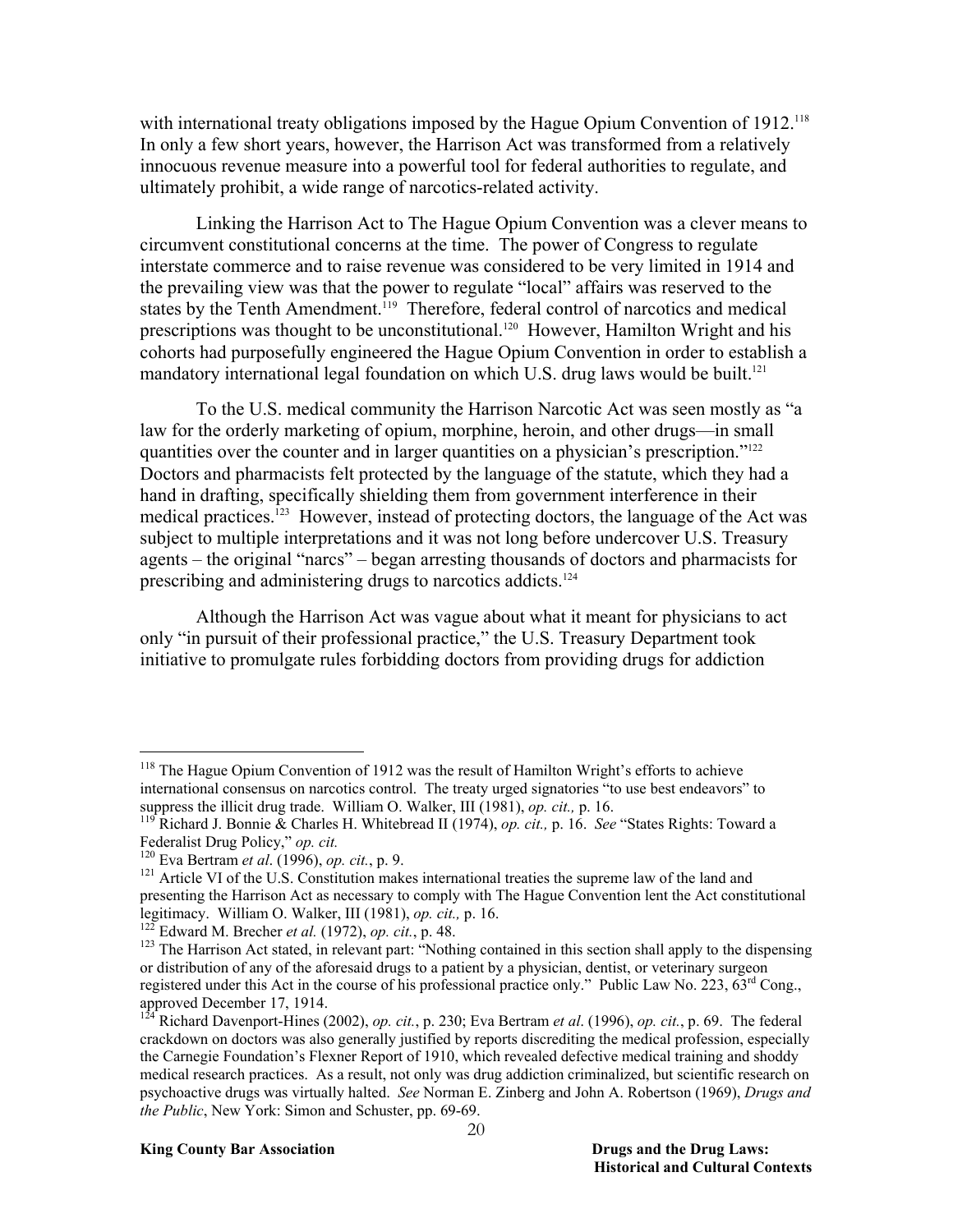with international treaty obligations imposed by the Hague Opium Convention of 1912.[118] In only a few short years, however, the Harrison Act was transformed from a relatively innocuous revenue measure into a powerful tool for federal authorities to regulate, and ultimately prohibit, a wide range of narcotics-related activity.

Linking the Harrison Act to The Hague Opium Convention was a clever means to circumvent constitutional concerns at the time. The power of Congress to regulate interstate commerce and to raise revenue was considered to be very limited in 1914 and the prevailing view was that the power to regulate "local" affairs was reserved to the states by the Tenth Amendment.[119] Therefore, federal control of narcotics and medical prescriptions was thought to be unconstitutional.[120] However, Hamilton Wright and his cohorts had purposefully engineered the Hague Opium Convention in order to establish a mandatory international legal foundation on which U.S. drug laws would be built.[121]

To the U.S. medical community the Harrison Narcotic Act was seen mostly as "a law for the orderly marketing of opium, morphine, heroin, and other drugs—in small quantities over the counter and in larger quantities on a physician's prescription."[122] Doctors and pharmacists felt protected by the language of the statute, which they had a hand in drafting, specifically shielding them from government interference in their medical practices.[123] However, instead of protecting doctors, the language of the Act was subject to multiple interpretations and it was not long before undercover U.S. Treasury agents – the original "narcs" – began arresting thousands of doctors and pharmacists for prescribing and administering drugs to narcotics addicts.[124]

Although the Harrison Act was vague about what it meant for physicians to act only "in pursuit of their professional practice," the U.S. Treasury Department took initiative to promulgate rules forbidding doctors from providing drugs for addiction

---

[118] The Hague Opium Convention of 1912 was the result of Hamilton Wright's efforts to achieve international consensus on narcotics control. The treaty urged signatories "to use best endeavors" to suppress the illicit drug trade. William O. Walker, III (1981), *op. cit.,* p. 16.

[119] Richard J. Bonnie & Charles H. Whitebread II (1974), *op. cit.,* p. 16. *See* "States Rights: Toward a Federalist Drug Policy," *op. cit.*

[120] Eva Bertram *et al*. (1996), *op. cit.*, p. 9.

[121] Article VI of the U.S. Constitution makes international treaties the supreme law of the land and presenting the Harrison Act as necessary to comply with The Hague Convention lent the Act constitutional legitimacy. William O. Walker, III (1981), *op. cit.,* p. 16.

[122] Edward M. Brecher *et al.* (1972), *op. cit.*, p. 48.

[123] The Harrison Act stated, in relevant part: "Nothing contained in this section shall apply to the dispensing or distribution of any of the aforesaid drugs to a patient by a physician, dentist, or veterinary surgeon registered under this Act in the course of his professional practice only." Public Law No. 223, 63rd Cong., approved December 17, 1914.

[124] Richard Davenport-Hines (2002), *op. cit.*, p. 230; Eva Bertram *et al*. (1996), *op. cit.*, p. 69. The federal crackdown on doctors was also generally justified by reports discrediting the medical profession, especially the Carnegie Foundation's Flexner Report of 1910, which revealed defective medical training and shoddy medical research practices. As a result, not only was drug addiction criminalized, but scientific research on psychoactive drugs was virtually halted. *See* Norman E. Zinberg and John A. Robertson (1969), *Drugs and the Public*, New York: Simon and Schuster, pp. 69-69.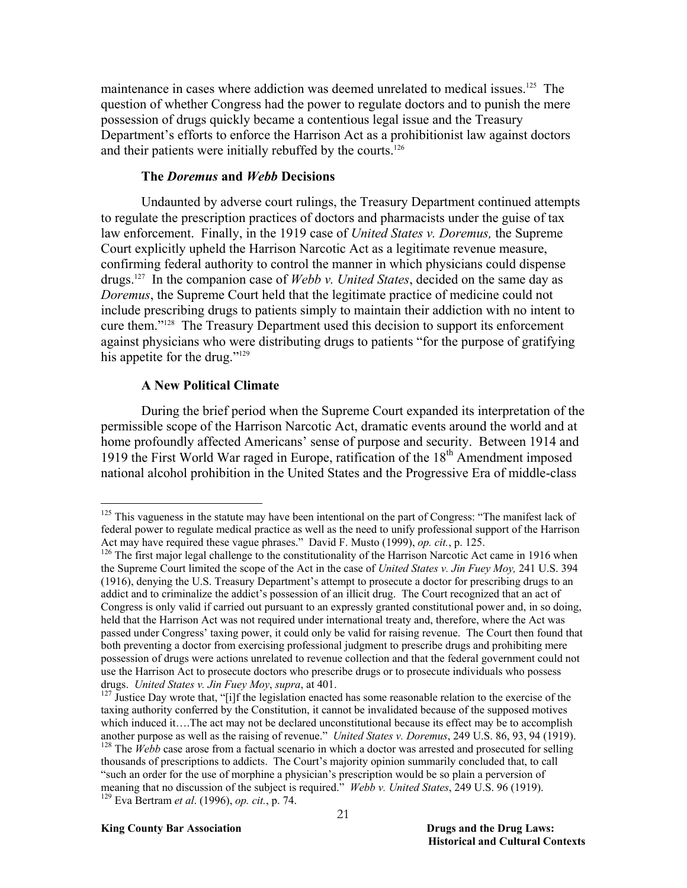maintenance in cases where addiction was deemed unrelated to medical issues.[125] The question of whether Congress had the power to regulate doctors and to punish the mere possession of drugs quickly became a contentious legal issue and the Treasury Department's efforts to enforce the Harrison Act as a prohibitionist law against doctors and their patients were initially rebuffed by the courts.[126]

### The *Doremus* and *Webb* Decisions

Undaunted by adverse court rulings, the Treasury Department continued attempts to regulate the prescription practices of doctors and pharmacists under the guise of tax law enforcement. Finally, in the 1919 case of *United States v. Doremus,* the Supreme Court explicitly upheld the Harrison Narcotic Act as a legitimate revenue measure, confirming federal authority to control the manner in which physicians could dispense drugs.[127] In the companion case of *Webb v. United States*, decided on the same day as *Doremus*, the Supreme Court held that the legitimate practice of medicine could not include prescribing drugs to patients simply to maintain their addiction with no intent to cure them."[128] The Treasury Department used this decision to support its enforcement against physicians who were distributing drugs to patients "for the purpose of gratifying his appetite for the drug."[129]

### A New Political Climate

During the brief period when the Supreme Court expanded its interpretation of the permissible scope of the Harrison Narcotic Act, dramatic events around the world and at home profoundly affected Americans' sense of purpose and security. Between 1914 and 1919 the First World War raged in Europe, ratification of the 18th Amendment imposed national alcohol prohibition in the United States and the Progressive Era of middle-class

---

[125] This vagueness in the statute may have been intentional on the part of Congress: "The manifest lack of federal power to regulate medical practice as well as the need to unify professional support of the Harrison Act may have required these vague phrases." David F. Musto (1999), *op. cit.*, p. 125.

[126] The first major legal challenge to the constitutionality of the Harrison Narcotic Act came in 1916 when the Supreme Court limited the scope of the Act in the case of *United States v. Jin Fuey Moy,* 241 U.S. 394 (1916), denying the U.S. Treasury Department's attempt to prosecute a doctor for prescribing drugs to an addict and to criminalize the addict's possession of an illicit drug. The Court recognized that an act of Congress is only valid if carried out pursuant to an expressly granted constitutional power and, in so doing, held that the Harrison Act was not required under international treaty and, therefore, where the Act was passed under Congress' taxing power, it could only be valid for raising revenue. The Court then found that both preventing a doctor from exercising professional judgment to prescribe drugs and prohibiting mere possession of drugs were actions unrelated to revenue collection and that the federal government could not use the Harrison Act to prosecute doctors who prescribe drugs or to prosecute individuals who possess drugs. *United States v. Jin Fuey Moy*, *supra*, at 401.

[127] Justice Day wrote that, "[i]f the legislation enacted has some reasonable relation to the exercise of the taxing authority conferred by the Constitution, it cannot be invalidated because of the supposed motives which induced it….The act may not be declared unconstitutional because its effect may be to accomplish another purpose as well as the raising of revenue." *United States v. Doremus*, 249 U.S. 86, 93, 94 (1919).

[128] The *Webb* case arose from a factual scenario in which a doctor was arrested and prosecuted for selling thousands of prescriptions to addicts. The Court's majority opinion summarily concluded that, to call "such an order for the use of morphine a physician's prescription would be so plain a perversion of meaning that no discussion of the subject is required." *Webb v. United States*, 249 U.S. 96 (1919).

[129] Eva Bertram *et al*. (1996), *op. cit.*, p. 74.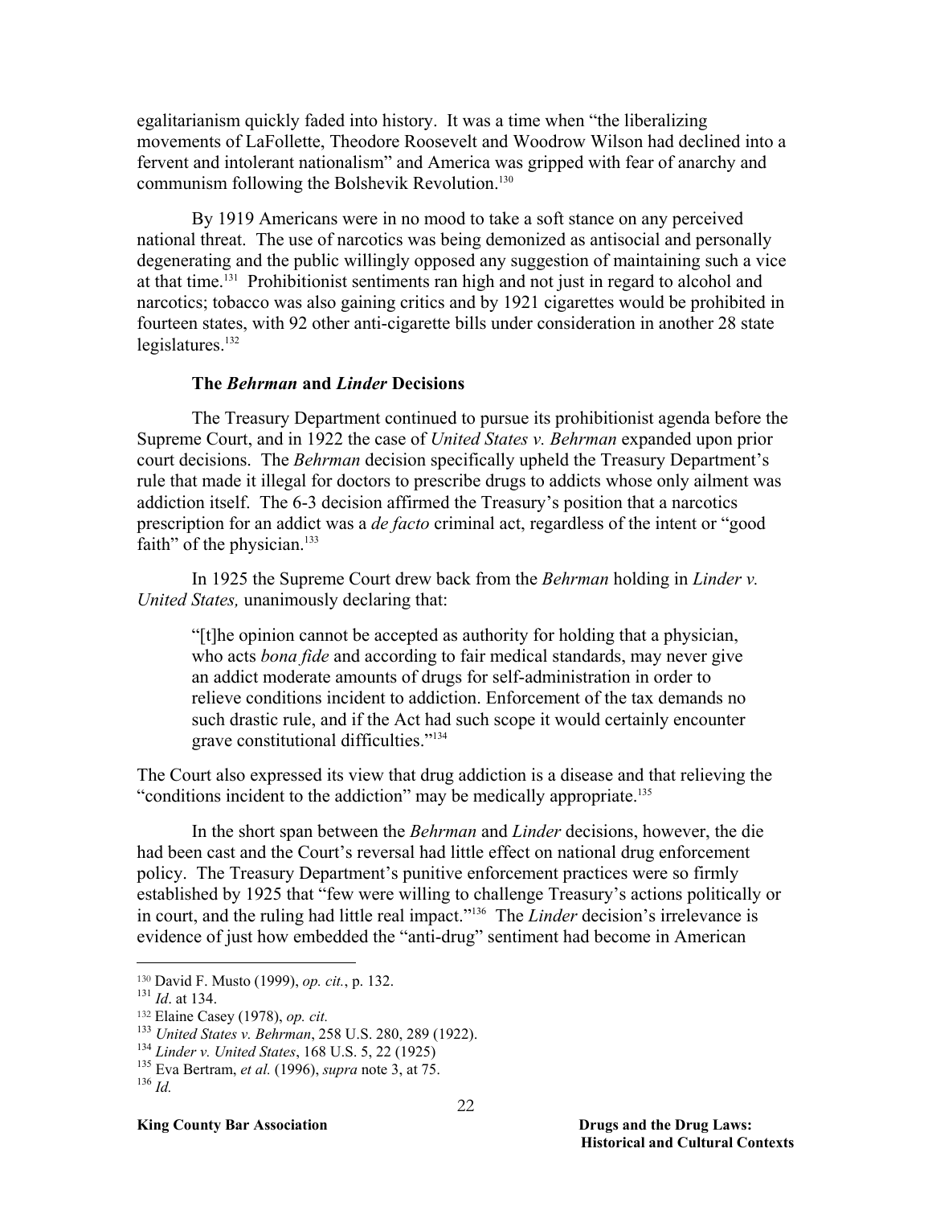egalitarianism quickly faded into history. It was a time when "the liberalizing movements of LaFollette, Theodore Roosevelt and Woodrow Wilson had declined into a fervent and intolerant nationalism" and America was gripped with fear of anarchy and communism following the Bolshevik Revolution.[130]

By 1919 Americans were in no mood to take a soft stance on any perceived national threat. The use of narcotics was being demonized as antisocial and personally degenerating and the public willingly opposed any suggestion of maintaining such a vice at that time.[131] Prohibitionist sentiments ran high and not just in regard to alcohol and narcotics; tobacco was also gaining critics and by 1921 cigarettes would be prohibited in fourteen states, with 92 other anti-cigarette bills under consideration in another 28 state legislatures.[132]

### The *Behrman* and *Linder* Decisions

The Treasury Department continued to pursue its prohibitionist agenda before the Supreme Court, and in 1922 the case of *United States v. Behrman* expanded upon prior court decisions. The *Behrman* decision specifically upheld the Treasury Department's rule that made it illegal for doctors to prescribe drugs to addicts whose only ailment was addiction itself. The 6-3 decision affirmed the Treasury's position that a narcotics prescription for an addict was a *de facto* criminal act, regardless of the intent or "good faith" of the physician.[133]

In 1925 the Supreme Court drew back from the *Behrman* holding in *Linder v. United States,* unanimously declaring that:

> "[t]he opinion cannot be accepted as authority for holding that a physician, who acts *bona fide* and according to fair medical standards, may never give an addict moderate amounts of drugs for self-administration in order to relieve conditions incident to addiction. Enforcement of the tax demands no such drastic rule, and if the Act had such scope it would certainly encounter grave constitutional difficulties."[134]

The Court also expressed its view that drug addiction is a disease and that relieving the "conditions incident to the addiction" may be medically appropriate.[135]

In the short span between the *Behrman* and *Linder* decisions, however, the die had been cast and the Court's reversal had little effect on national drug enforcement policy. The Treasury Department's punitive enforcement practices were so firmly established by 1925 that "few were willing to challenge Treasury's actions politically or in court, and the ruling had little real impact."[136] The *Linder* decision's irrelevance is evidence of just how embedded the "anti-drug" sentiment had become in American

---

[130] David F. Musto (1999), *op. cit.*, p. 132.

[131] *Id*. at 134.

[132] Elaine Casey (1978), *op. cit.*

[133] *United States v. Behrman*, 258 U.S. 280, 289 (1922).

[134] *Linder v. United States*, 168 U.S. 5, 22 (1925)

[135] Eva Bertram, *et al.* (1996), *supra* note 3, at 75.

[136] *Id.*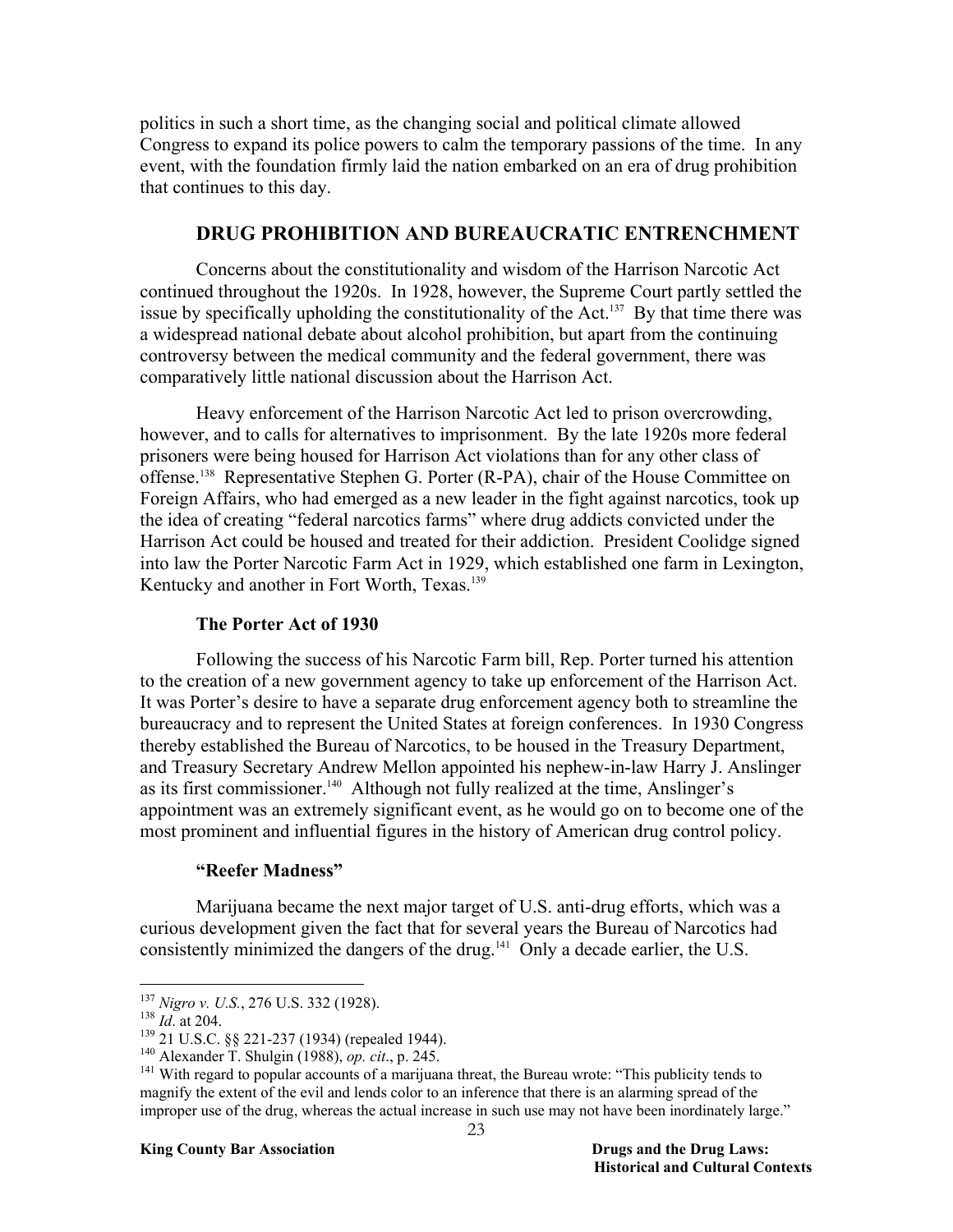politics in such a short time, as the changing social and political climate allowed Congress to expand its police powers to calm the temporary passions of the time. In any event, with the foundation firmly laid the nation embarked on an era of drug prohibition that continues to this day.

## DRUG PROHIBITION AND BUREAUCRATIC ENTRENCHMENT

Concerns about the constitutionality and wisdom of the Harrison Narcotic Act continued throughout the 1920s. In 1928, however, the Supreme Court partly settled the issue by specifically upholding the constitutionality of the Act.[137] By that time there was a widespread national debate about alcohol prohibition, but apart from the continuing controversy between the medical community and the federal government, there was comparatively little national discussion about the Harrison Act.

Heavy enforcement of the Harrison Narcotic Act led to prison overcrowding, however, and to calls for alternatives to imprisonment. By the late 1920s more federal prisoners were being housed for Harrison Act violations than for any other class of offense.[138] Representative Stephen G. Porter (R-PA), chair of the House Committee on Foreign Affairs, who had emerged as a new leader in the fight against narcotics, took up the idea of creating "federal narcotics farms" where drug addicts convicted under the Harrison Act could be housed and treated for their addiction. President Coolidge signed into law the Porter Narcotic Farm Act in 1929, which established one farm in Lexington, Kentucky and another in Fort Worth, Texas.[139]

### The Porter Act of 1930

Following the success of his Narcotic Farm bill, Rep. Porter turned his attention to the creation of a new government agency to take up enforcement of the Harrison Act. It was Porter's desire to have a separate drug enforcement agency both to streamline the bureaucracy and to represent the United States at foreign conferences. In 1930 Congress thereby established the Bureau of Narcotics, to be housed in the Treasury Department, and Treasury Secretary Andrew Mellon appointed his nephew-in-law Harry J. Anslinger as its first commissioner.[140] Although not fully realized at the time, Anslinger's appointment was an extremely significant event, as he would go on to become one of the most prominent and influential figures in the history of American drug control policy.

### "Reefer Madness"

Marijuana became the next major target of U.S. anti-drug efforts, which was a curious development given the fact that for several years the Bureau of Narcotics had consistently minimized the dangers of the drug.[141] Only a decade earlier, the U.S.

---

[137] *Nigro v. U.S.*, 276 U.S. 332 (1928).

[138] *Id*. at 204.

[139] 21 U.S.C. §§ 221-237 (1934) (repealed 1944).

[140] Alexander T. Shulgin (1988), *op. cit*., p. 245.

[141] With regard to popular accounts of a marijuana threat, the Bureau wrote: "This publicity tends to magnify the extent of the evil and lends color to an inference that there is an alarming spread of the improper use of the drug, whereas the actual increase in such use may not have been inordinately large."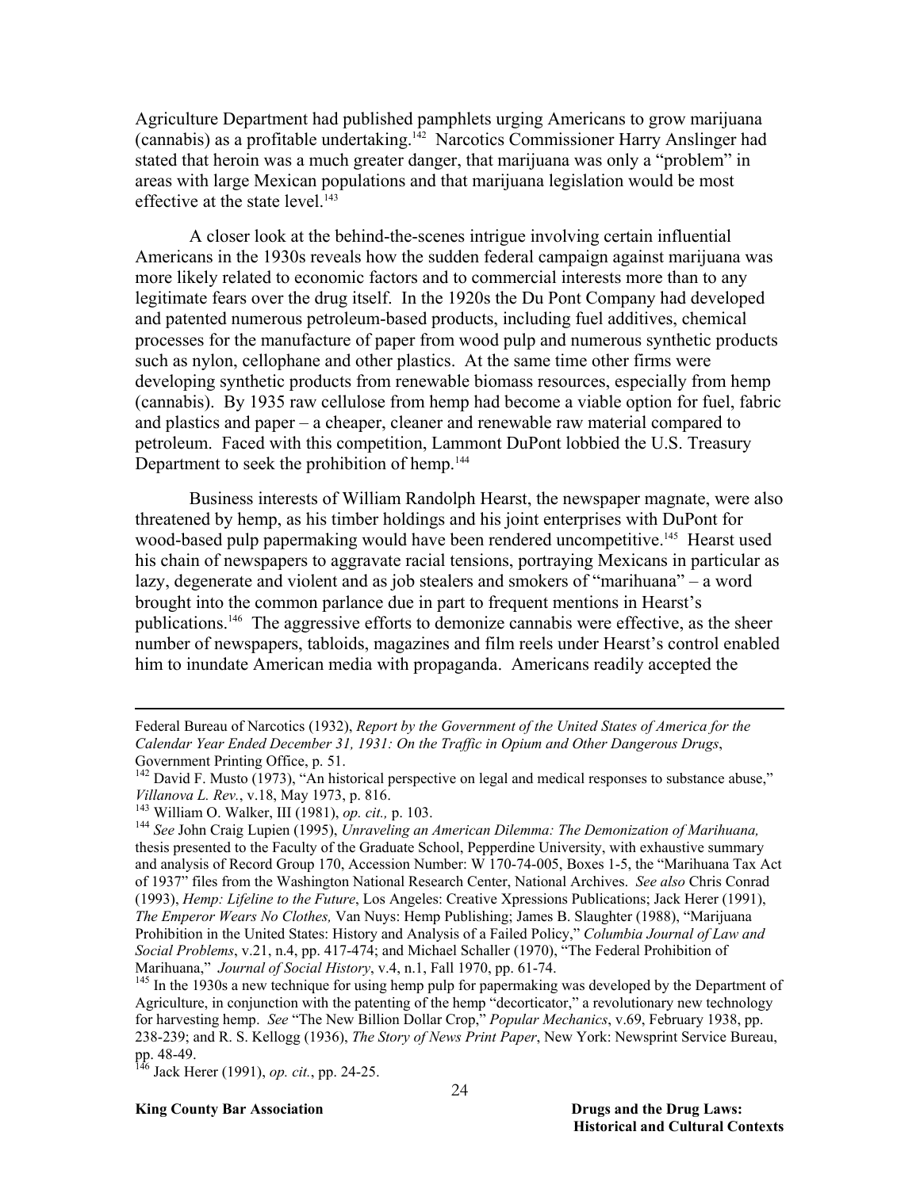Agriculture Department had published pamphlets urging Americans to grow marijuana (cannabis) as a profitable undertaking.[142] Narcotics Commissioner Harry Anslinger had stated that heroin was a much greater danger, that marijuana was only a "problem" in areas with large Mexican populations and that marijuana legislation would be most effective at the state level.[143]

A closer look at the behind-the-scenes intrigue involving certain influential Americans in the 1930s reveals how the sudden federal campaign against marijuana was more likely related to economic factors and to commercial interests more than to any legitimate fears over the drug itself. In the 1920s the Du Pont Company had developed and patented numerous petroleum-based products, including fuel additives, chemical processes for the manufacture of paper from wood pulp and numerous synthetic products such as nylon, cellophane and other plastics. At the same time other firms were developing synthetic products from renewable biomass resources, especially from hemp (cannabis). By 1935 raw cellulose from hemp had become a viable option for fuel, fabric and plastics and paper – a cheaper, cleaner and renewable raw material compared to petroleum. Faced with this competition, Lammont DuPont lobbied the U.S. Treasury Department to seek the prohibition of hemp.[144]

Business interests of William Randolph Hearst, the newspaper magnate, were also threatened by hemp, as his timber holdings and his joint enterprises with DuPont for wood-based pulp papermaking would have been rendered uncompetitive.[145] Hearst used his chain of newspapers to aggravate racial tensions, portraying Mexicans in particular as lazy, degenerate and violent and as job stealers and smokers of "marihuana" – a word brought into the common parlance due in part to frequent mentions in Hearst's publications.[146] The aggressive efforts to demonize cannabis were effective, as the sheer number of newspapers, tabloids, magazines and film reels under Hearst's control enabled him to inundate American media with propaganda. Americans readily accepted the

---

Federal Bureau of Narcotics (1932), *Report by the Government of the United States of America for the Calendar Year Ended December 31, 1931: On the Traffic in Opium and Other Dangerous Drugs*, Government Printing Office, p. 51.

[142] David F. Musto (1973), "An historical perspective on legal and medical responses to substance abuse," *Villanova L. Rev.*, v.18, May 1973, p. 816.

[143] William O. Walker, III (1981), *op. cit.,* p. 103.

[144] *See* John Craig Lupien (1995), *Unraveling an American Dilemma: The Demonization of Marihuana,* thesis presented to the Faculty of the Graduate School, Pepperdine University, with exhaustive summary and analysis of Record Group 170, Accession Number: W 170-74-005, Boxes 1-5, the "Marihuana Tax Act of 1937" files from the Washington National Research Center, National Archives. *See also* Chris Conrad (1993), *Hemp: Lifeline to the Future*, Los Angeles: Creative Xpressions Publications; Jack Herer (1991), *The Emperor Wears No Clothes,* Van Nuys: Hemp Publishing; James B. Slaughter (1988), "Marijuana Prohibition in the United States: History and Analysis of a Failed Policy," *Columbia Journal of Law and Social Problems*, v.21, n.4, pp. 417-474; and Michael Schaller (1970), "The Federal Prohibition of Marihuana," *Journal of Social History*, v.4, n.1, Fall 1970, pp. 61-74.

[145] In the 1930s a new technique for using hemp pulp for papermaking was developed by the Department of Agriculture, in conjunction with the patenting of the hemp "decorticator," a revolutionary new technology for harvesting hemp. *See* "The New Billion Dollar Crop," *Popular Mechanics*, v.69, February 1938, pp. 238-239; and R. S. Kellogg (1936), *The Story of News Print Paper*, New York: Newsprint Service Bureau, pp. 48-49.

[146] Jack Herer (1991), *op. cit.*, pp. 24-25.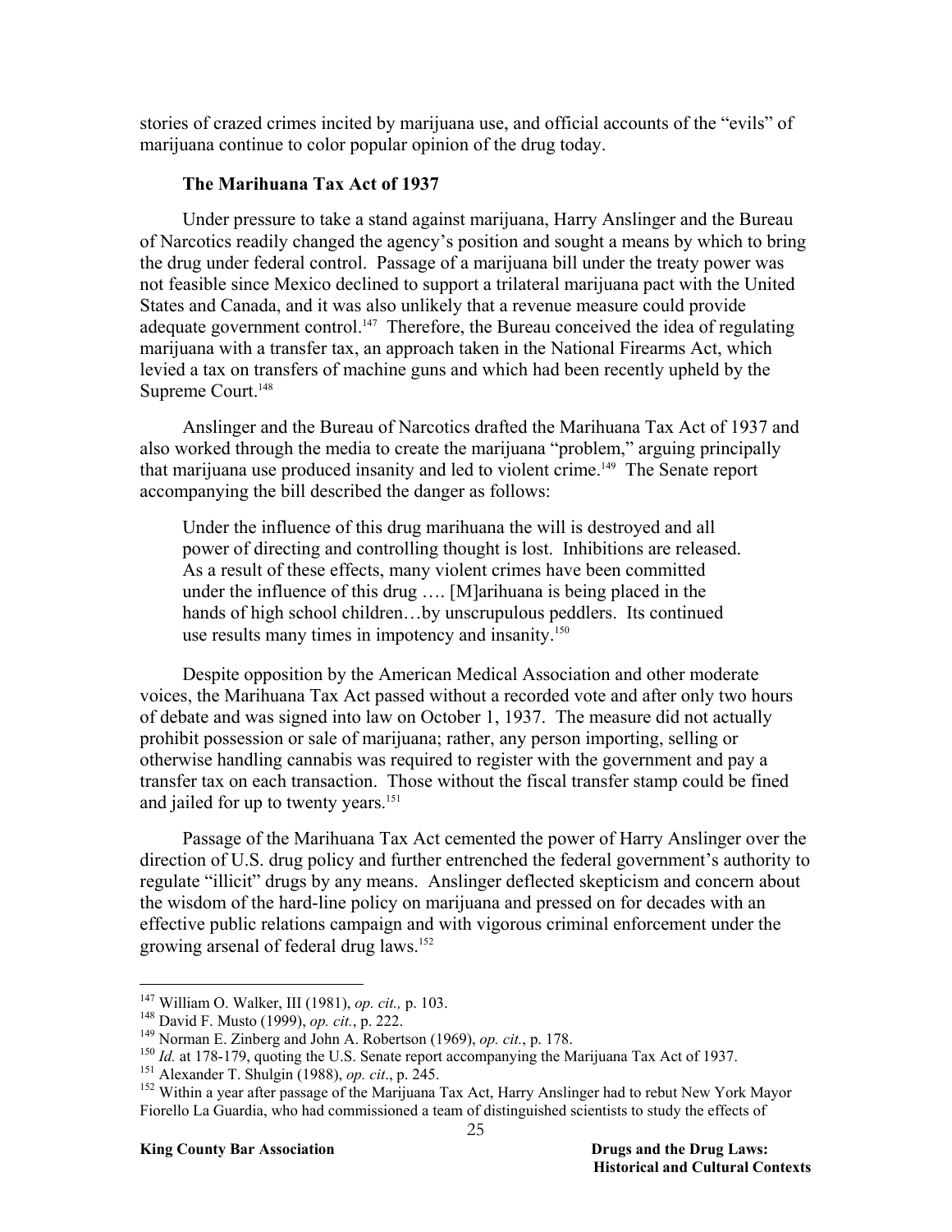stories of crazed crimes incited by marijuana use, and official accounts of the "evils" of marijuana continue to color popular opinion of the drug today.

### The Marihuana Tax Act of 1937

Under pressure to take a stand against marijuana, Harry Anslinger and the Bureau of Narcotics readily changed the agency's position and sought a means by which to bring the drug under federal control. Passage of a marijuana bill under the treaty power was not feasible since Mexico declined to support a trilateral marijuana pact with the United States and Canada, and it was also unlikely that a revenue measure could provide adequate government control.[147] Therefore, the Bureau conceived the idea of regulating marijuana with a transfer tax, an approach taken in the National Firearms Act, which levied a tax on transfers of machine guns and which had been recently upheld by the Supreme Court.[148]

Anslinger and the Bureau of Narcotics drafted the Marihuana Tax Act of 1937 and also worked through the media to create the marijuana "problem," arguing principally that marijuana use produced insanity and led to violent crime.[149] The Senate report accompanying the bill described the danger as follows:

> Under the influence of this drug marihuana the will is destroyed and all power of directing and controlling thought is lost. Inhibitions are released. As a result of these effects, many violent crimes have been committed under the influence of this drug …. [M]arihuana is being placed in the hands of high school children…by unscrupulous peddlers. Its continued use results many times in impotency and insanity.[150]

Despite opposition by the American Medical Association and other moderate voices, the Marihuana Tax Act passed without a recorded vote and after only two hours of debate and was signed into law on October 1, 1937. The measure did not actually prohibit possession or sale of marijuana; rather, any person importing, selling or otherwise handling cannabis was required to register with the government and pay a transfer tax on each transaction. Those without the fiscal transfer stamp could be fined and jailed for up to twenty years.[151]

Passage of the Marihuana Tax Act cemented the power of Harry Anslinger over the direction of U.S. drug policy and further entrenched the federal government's authority to regulate "illicit" drugs by any means. Anslinger deflected skepticism and concern about the wisdom of the hard-line policy on marijuana and pressed on for decades with an effective public relations campaign and with vigorous criminal enforcement under the growing arsenal of federal drug laws.[152]

---

[147] William O. Walker, III (1981), *op. cit.,* p. 103.

[148] David F. Musto (1999), *op. cit.*, p. 222.

[149] Norman E. Zinberg and John A. Robertson (1969), *op. cit.*, p. 178.

[150] *Id.* at 178-179, quoting the U.S. Senate report accompanying the Marijuana Tax Act of 1937.

[151] Alexander T. Shulgin (1988), *op. cit*., p. 245.

[152] Within a year after passage of the Marijuana Tax Act, Harry Anslinger had to rebut New York Mayor Fiorello La Guardia, who had commissioned a team of distinguished scientists to study the effects of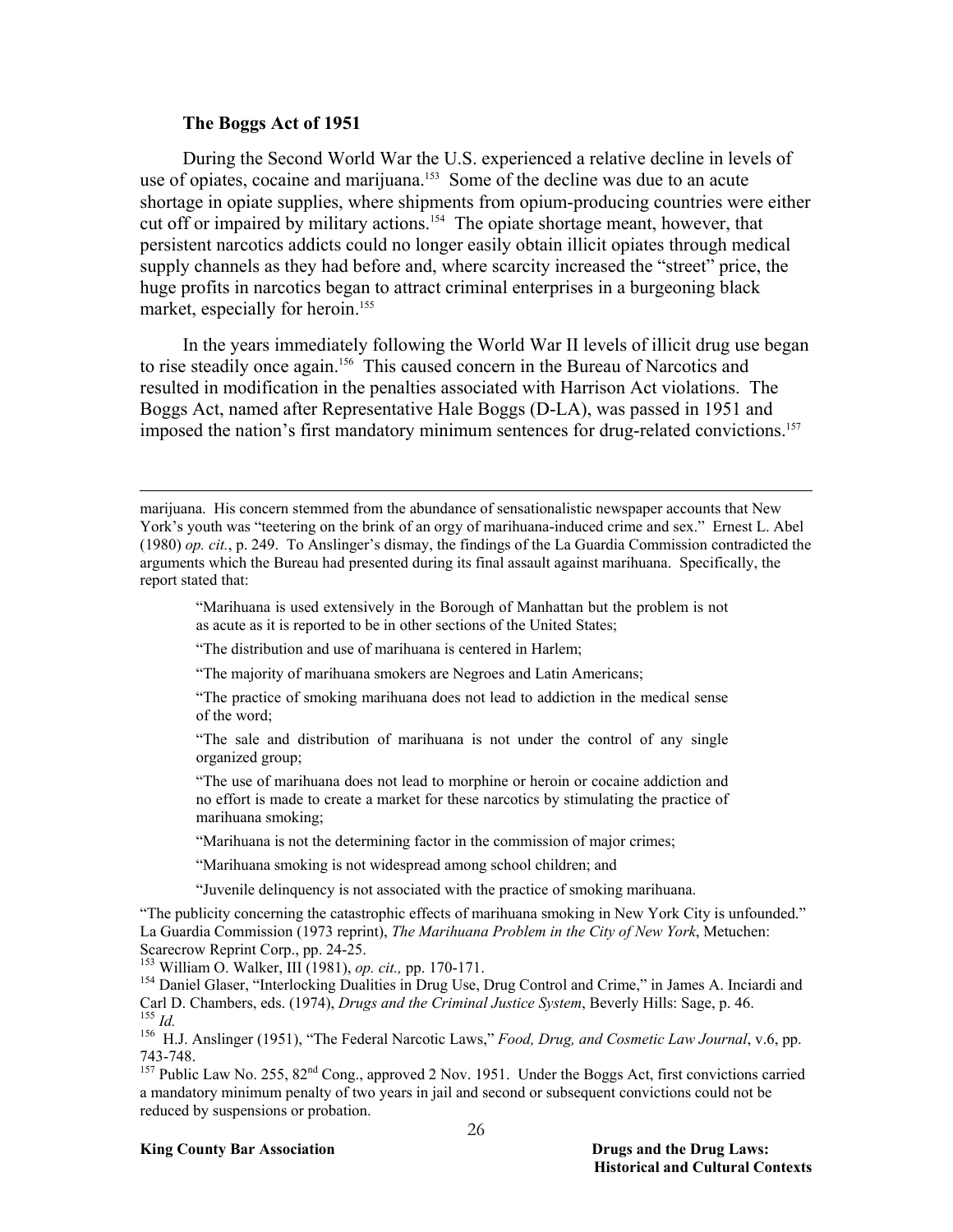### The Boggs Act of 1951

During the Second World War the U.S. experienced a relative decline in levels of use of opiates, cocaine and marijuana.[153] Some of the decline was due to an acute shortage in opiate supplies, where shipments from opium-producing countries were either cut off or impaired by military actions.[154] The opiate shortage meant, however, that persistent narcotics addicts could no longer easily obtain illicit opiates through medical supply channels as they had before and, where scarcity increased the "street" price, the huge profits in narcotics began to attract criminal enterprises in a burgeoning black market, especially for heroin.[155]

In the years immediately following the World War II levels of illicit drug use began to rise steadily once again.[156] This caused concern in the Bureau of Narcotics and resulted in modification in the penalties associated with Harrison Act violations. The Boggs Act, named after Representative Hale Boggs (D-LA), was passed in 1951 and imposed the nation's first mandatory minimum sentences for drug-related convictions.[157]

---

marijuana. His concern stemmed from the abundance of sensationalistic newspaper accounts that New York's youth was "teetering on the brink of an orgy of marihuana-induced crime and sex." Ernest L. Abel (1980) *op. cit.*, p. 249. To Anslinger's dismay, the findings of the La Guardia Commission contradicted the arguments which the Bureau had presented during its final assault against marihuana. Specifically, the report stated that:

> "Marihuana is used extensively in the Borough of Manhattan but the problem is not as acute as it is reported to be in other sections of the United States;
>
> "The distribution and use of marihuana is centered in Harlem;
>
> "The majority of marihuana smokers are Negroes and Latin Americans;
>
> "The practice of smoking marihuana does not lead to addiction in the medical sense of the word;
>
> "The sale and distribution of marihuana is not under the control of any single organized group;
>
> "The use of marihuana does not lead to morphine or heroin or cocaine addiction and no effort is made to create a market for these narcotics by stimulating the practice of marihuana smoking;
>
> "Marihuana is not the determining factor in the commission of major crimes;
>
> "Marihuana smoking is not widespread among school children; and
>
> "Juvenile delinquency is not associated with the practice of smoking marihuana.

"The publicity concerning the catastrophic effects of marihuana smoking in New York City is unfounded." La Guardia Commission (1973 reprint), *The Marihuana Problem in the City of New York*, Metuchen: Scarecrow Reprint Corp., pp. 24-25.

[153] William O. Walker, III (1981), *op. cit.,* pp. 170-171.

[154] Daniel Glaser, "Interlocking Dualities in Drug Use, Drug Control and Crime," in James A. Inciardi and Carl D. Chambers, eds. (1974), *Drugs and the Criminal Justice System*, Beverly Hills: Sage, p. 46.

[155] *Id.*

[156] H.J. Anslinger (1951), "The Federal Narcotic Laws," *Food, Drug, and Cosmetic Law Journal*, v.6, pp. 743-748.

[157] Public Law No. 255, 82nd Cong., approved 2 Nov. 1951. Under the Boggs Act, first convictions carried a mandatory minimum penalty of two years in jail and second or subsequent convictions could not be reduced by suspensions or probation.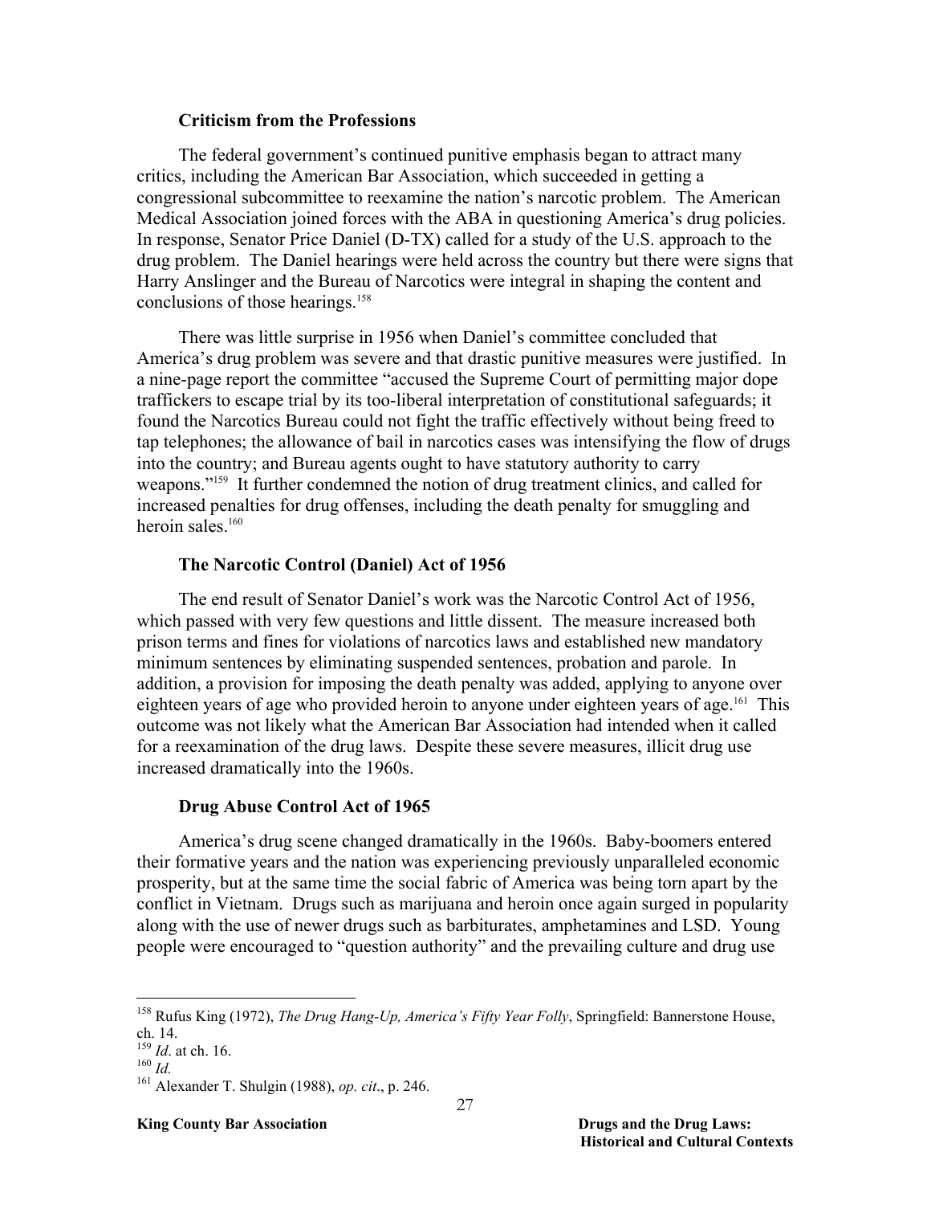### Criticism from the Professions

The federal government's continued punitive emphasis began to attract many critics, including the American Bar Association, which succeeded in getting a congressional subcommittee to reexamine the nation's narcotic problem. The American Medical Association joined forces with the ABA in questioning America's drug policies. In response, Senator Price Daniel (D-TX) called for a study of the U.S. approach to the drug problem. The Daniel hearings were held across the country but there were signs that Harry Anslinger and the Bureau of Narcotics were integral in shaping the content and conclusions of those hearings.[158]

There was little surprise in 1956 when Daniel's committee concluded that America's drug problem was severe and that drastic punitive measures were justified. In a nine-page report the committee "accused the Supreme Court of permitting major dope traffickers to escape trial by its too-liberal interpretation of constitutional safeguards; it found the Narcotics Bureau could not fight the traffic effectively without being freed to tap telephones; the allowance of bail in narcotics cases was intensifying the flow of drugs into the country; and Bureau agents ought to have statutory authority to carry weapons."[159] It further condemned the notion of drug treatment clinics, and called for increased penalties for drug offenses, including the death penalty for smuggling and heroin sales.[160]

### The Narcotic Control (Daniel) Act of 1956

The end result of Senator Daniel's work was the Narcotic Control Act of 1956, which passed with very few questions and little dissent. The measure increased both prison terms and fines for violations of narcotics laws and established new mandatory minimum sentences by eliminating suspended sentences, probation and parole. In addition, a provision for imposing the death penalty was added, applying to anyone over eighteen years of age who provided heroin to anyone under eighteen years of age.[161] This outcome was not likely what the American Bar Association had intended when it called for a reexamination of the drug laws. Despite these severe measures, illicit drug use increased dramatically into the 1960s.

### Drug Abuse Control Act of 1965

America's drug scene changed dramatically in the 1960s. Baby-boomers entered their formative years and the nation was experiencing previously unparalleled economic prosperity, but at the same time the social fabric of America was being torn apart by the conflict in Vietnam. Drugs such as marijuana and heroin once again surged in popularity along with the use of newer drugs such as barbiturates, amphetamines and LSD. Young people were encouraged to "question authority" and the prevailing culture and drug use

---

[158] Rufus King (1972), *The Drug Hang-Up, America's Fifty Year Folly*, Springfield: Bannerstone House, ch. 14.

[159] *Id*. at ch. 16.

[160] *Id.*

[161] Alexander T. Shulgin (1988), *op. cit*., p. 246.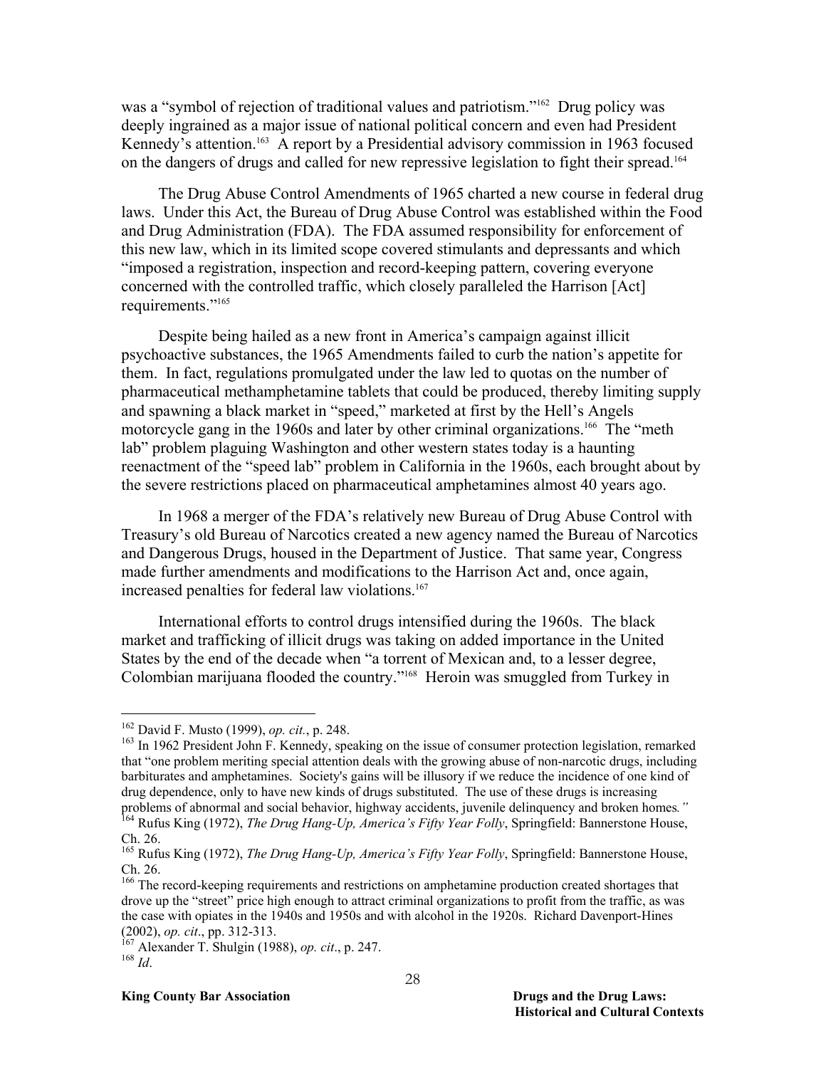was a "symbol of rejection of traditional values and patriotism."[162] Drug policy was deeply ingrained as a major issue of national political concern and even had President Kennedy's attention.[163] A report by a Presidential advisory commission in 1963 focused on the dangers of drugs and called for new repressive legislation to fight their spread.[164]

The Drug Abuse Control Amendments of 1965 charted a new course in federal drug laws. Under this Act, the Bureau of Drug Abuse Control was established within the Food and Drug Administration (FDA). The FDA assumed responsibility for enforcement of this new law, which in its limited scope covered stimulants and depressants and which "imposed a registration, inspection and record-keeping pattern, covering everyone concerned with the controlled traffic, which closely paralleled the Harrison [Act] requirements."[165]

Despite being hailed as a new front in America's campaign against illicit psychoactive substances, the 1965 Amendments failed to curb the nation's appetite for them. In fact, regulations promulgated under the law led to quotas on the number of pharmaceutical methamphetamine tablets that could be produced, thereby limiting supply and spawning a black market in "speed," marketed at first by the Hell's Angels motorcycle gang in the 1960s and later by other criminal organizations.[166] The "meth lab" problem plaguing Washington and other western states today is a haunting reenactment of the "speed lab" problem in California in the 1960s, each brought about by the severe restrictions placed on pharmaceutical amphetamines almost 40 years ago.

In 1968 a merger of the FDA's relatively new Bureau of Drug Abuse Control with Treasury's old Bureau of Narcotics created a new agency named the Bureau of Narcotics and Dangerous Drugs, housed in the Department of Justice. That same year, Congress made further amendments and modifications to the Harrison Act and, once again, increased penalties for federal law violations.[167]

International efforts to control drugs intensified during the 1960s. The black market and trafficking of illicit drugs was taking on added importance in the United States by the end of the decade when "a torrent of Mexican and, to a lesser degree, Colombian marijuana flooded the country."[168] Heroin was smuggled from Turkey in

---

[162] David F. Musto (1999), *op. cit.*, p. 248.

[163] In 1962 President John F. Kennedy, speaking on the issue of consumer protection legislation, remarked that "one problem meriting special attention deals with the growing abuse of non-narcotic drugs, including barbiturates and amphetamines. Society's gains will be illusory if we reduce the incidence of one kind of drug dependence, only to have new kinds of drugs substituted. The use of these drugs is increasing problems of abnormal and social behavior, highway accidents, juvenile delinquency and broken homes*."*

[164] Rufus King (1972), *The Drug Hang-Up, America's Fifty Year Folly*, Springfield: Bannerstone House, Ch. 26.

[165] Rufus King (1972), *The Drug Hang-Up, America's Fifty Year Folly*, Springfield: Bannerstone House, Ch. 26.

[166] The record-keeping requirements and restrictions on amphetamine production created shortages that drove up the "street" price high enough to attract criminal organizations to profit from the traffic, as was the case with opiates in the 1940s and 1950s and with alcohol in the 1920s. Richard Davenport-Hines (2002), *op. cit*., pp. 312-313.

[167] Alexander T. Shulgin (1988), *op. cit*., p. 247.

[168] *Id*.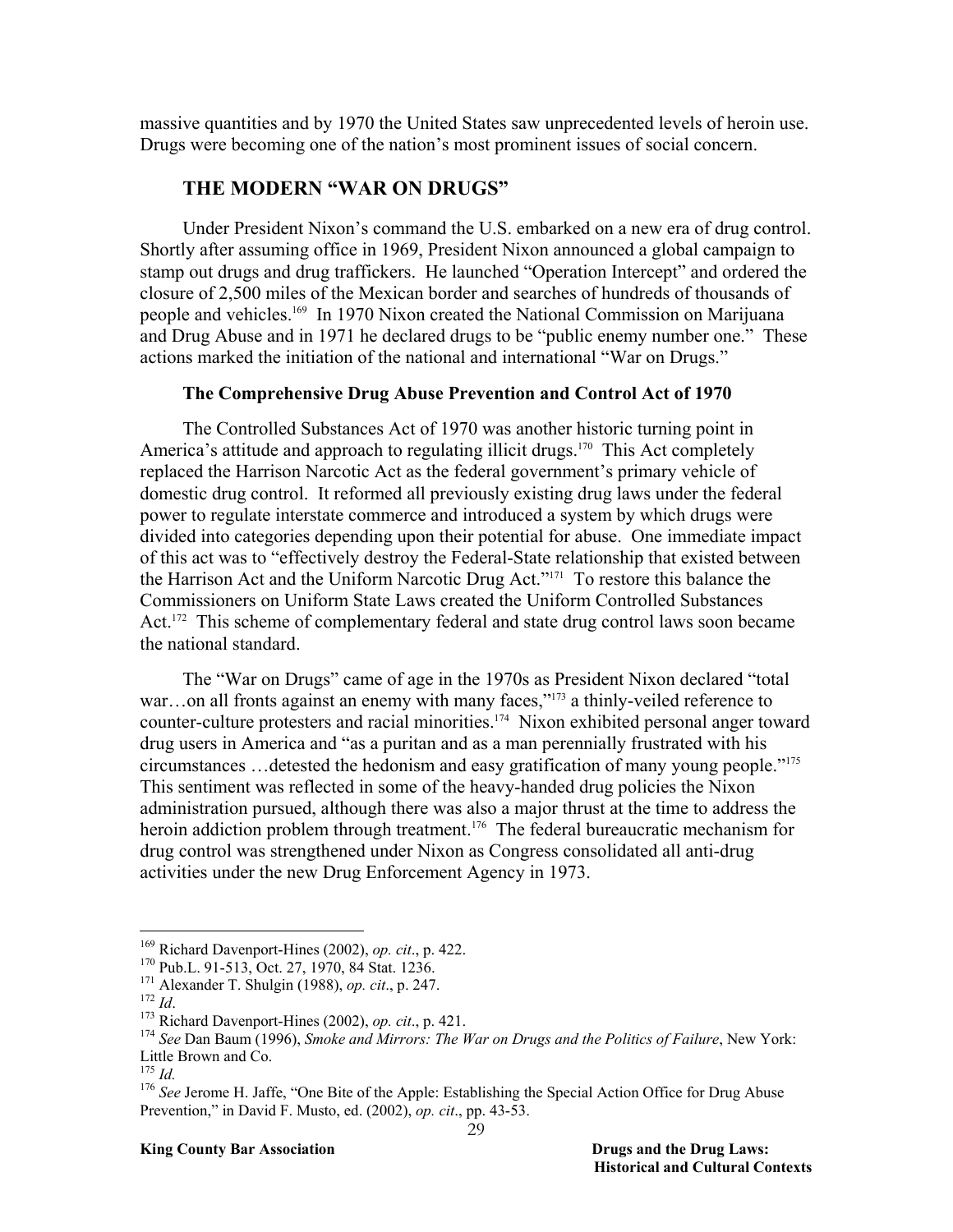massive quantities and by 1970 the United States saw unprecedented levels of heroin use. Drugs were becoming one of the nation's most prominent issues of social concern.

## THE MODERN "WAR ON DRUGS"

Under President Nixon's command the U.S. embarked on a new era of drug control. Shortly after assuming office in 1969, President Nixon announced a global campaign to stamp out drugs and drug traffickers. He launched "Operation Intercept" and ordered the closure of 2,500 miles of the Mexican border and searches of hundreds of thousands of people and vehicles.[169] In 1970 Nixon created the National Commission on Marijuana and Drug Abuse and in 1971 he declared drugs to be "public enemy number one." These actions marked the initiation of the national and international "War on Drugs."

### The Comprehensive Drug Abuse Prevention and Control Act of 1970

The Controlled Substances Act of 1970 was another historic turning point in America's attitude and approach to regulating illicit drugs.[170] This Act completely replaced the Harrison Narcotic Act as the federal government's primary vehicle of domestic drug control. It reformed all previously existing drug laws under the federal power to regulate interstate commerce and introduced a system by which drugs were divided into categories depending upon their potential for abuse. One immediate impact of this act was to "effectively destroy the Federal-State relationship that existed between the Harrison Act and the Uniform Narcotic Drug Act."[171] To restore this balance the Commissioners on Uniform State Laws created the Uniform Controlled Substances Act.[172] This scheme of complementary federal and state drug control laws soon became the national standard.

The "War on Drugs" came of age in the 1970s as President Nixon declared "total war…on all fronts against an enemy with many faces,"[173] a thinly-veiled reference to counter-culture protesters and racial minorities.[174] Nixon exhibited personal anger toward drug users in America and "as a puritan and as a man perennially frustrated with his circumstances …detested the hedonism and easy gratification of many young people."[175] This sentiment was reflected in some of the heavy-handed drug policies the Nixon administration pursued, although there was also a major thrust at the time to address the heroin addiction problem through treatment.[176] The federal bureaucratic mechanism for drug control was strengthened under Nixon as Congress consolidated all anti-drug activities under the new Drug Enforcement Agency in 1973.

---

[169] Richard Davenport-Hines (2002), *op. cit*., p. 422.

[170] Pub.L. 91-513, Oct. 27, 1970, 84 Stat. 1236.

[171] Alexander T. Shulgin (1988), *op. cit*., p. 247.

[172] *Id*.

[173] Richard Davenport-Hines (2002), *op. cit*., p. 421.

[174] *See* Dan Baum (1996), *Smoke and Mirrors: The War on Drugs and the Politics of Failure*, New York: Little Brown and Co.

[175] *Id.*

[176] *See* Jerome H. Jaffe, "One Bite of the Apple: Establishing the Special Action Office for Drug Abuse Prevention," in David F. Musto, ed. (2002), *op. cit*., pp. 43-53.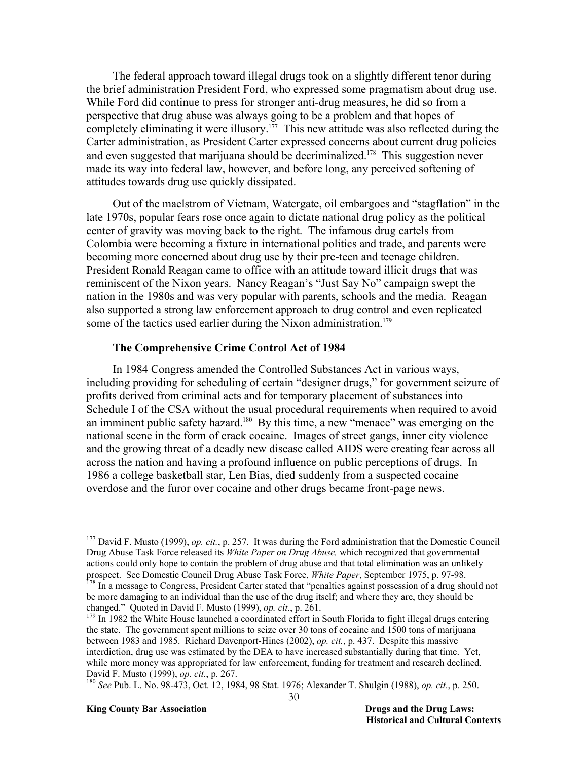The federal approach toward illegal drugs took on a slightly different tenor during the brief administration President Ford, who expressed some pragmatism about drug use. While Ford did continue to press for stronger anti-drug measures, he did so from a perspective that drug abuse was always going to be a problem and that hopes of completely eliminating it were illusory.[177] This new attitude was also reflected during the Carter administration, as President Carter expressed concerns about current drug policies and even suggested that marijuana should be decriminalized.[178] This suggestion never made its way into federal law, however, and before long, any perceived softening of attitudes towards drug use quickly dissipated.

Out of the maelstrom of Vietnam, Watergate, oil embargoes and "stagflation" in the late 1970s, popular fears rose once again to dictate national drug policy as the political center of gravity was moving back to the right. The infamous drug cartels from Colombia were becoming a fixture in international politics and trade, and parents were becoming more concerned about drug use by their pre-teen and teenage children. President Ronald Reagan came to office with an attitude toward illicit drugs that was reminiscent of the Nixon years. Nancy Reagan's "Just Say No" campaign swept the nation in the 1980s and was very popular with parents, schools and the media. Reagan also supported a strong law enforcement approach to drug control and even replicated some of the tactics used earlier during the Nixon administration.[179]

### The Comprehensive Crime Control Act of 1984

In 1984 Congress amended the Controlled Substances Act in various ways, including providing for scheduling of certain "designer drugs," for government seizure of profits derived from criminal acts and for temporary placement of substances into Schedule I of the CSA without the usual procedural requirements when required to avoid an imminent public safety hazard.[180] By this time, a new "menace" was emerging on the national scene in the form of crack cocaine. Images of street gangs, inner city violence and the growing threat of a deadly new disease called AIDS were creating fear across all across the nation and having a profound influence on public perceptions of drugs. In 1986 a college basketball star, Len Bias, died suddenly from a suspected cocaine overdose and the furor over cocaine and other drugs became front-page news.

---

[177] David F. Musto (1999), *op. cit.*, p. 257. It was during the Ford administration that the Domestic Council Drug Abuse Task Force released its *White Paper on Drug Abuse,* which recognized that governmental actions could only hope to contain the problem of drug abuse and that total elimination was an unlikely prospect. See Domestic Council Drug Abuse Task Force, *White Paper*, September 1975, p. 97-98.

[178] In a message to Congress, President Carter stated that "penalties against possession of a drug should not be more damaging to an individual than the use of the drug itself; and where they are, they should be changed." Quoted in David F. Musto (1999), *op. cit.*, p. 261.

[179] In 1982 the White House launched a coordinated effort in South Florida to fight illegal drugs entering the state. The government spent millions to seize over 30 tons of cocaine and 1500 tons of marijuana between 1983 and 1985. Richard Davenport-Hines (2002), *op. cit.*, p. 437. Despite this massive interdiction, drug use was estimated by the DEA to have increased substantially during that time. Yet, while more money was appropriated for law enforcement, funding for treatment and research declined. David F. Musto (1999), *op. cit.*, p. 267.

[180] *See* Pub. L. No. 98-473, Oct. 12, 1984, 98 Stat. 1976; Alexander T. Shulgin (1988), *op. cit*., p. 250.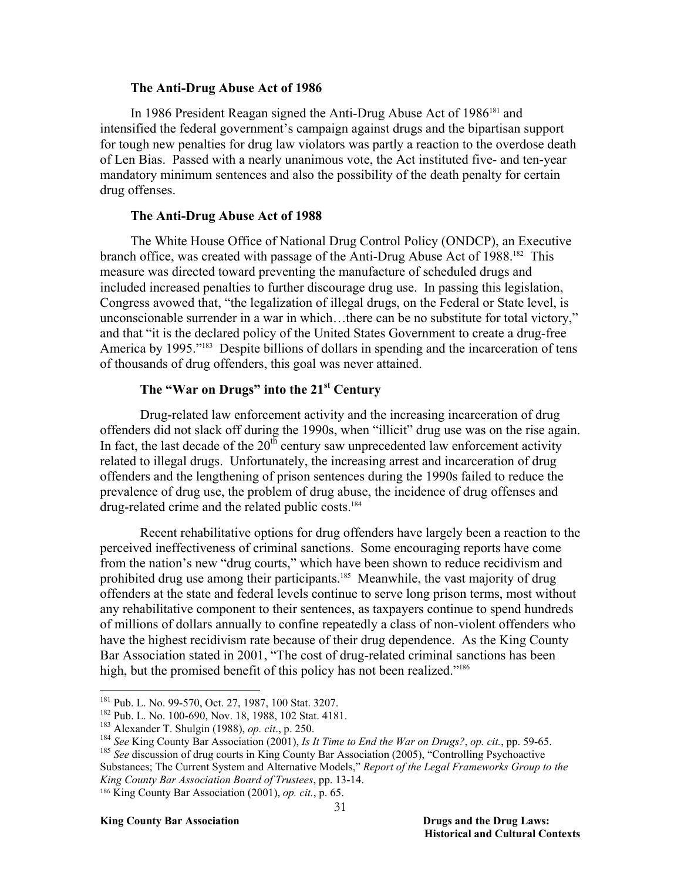### The Anti-Drug Abuse Act of 1986

In 1986 President Reagan signed the Anti-Drug Abuse Act of 1986[181] and intensified the federal government's campaign against drugs and the bipartisan support for tough new penalties for drug law violators was partly a reaction to the overdose death of Len Bias. Passed with a nearly unanimous vote, the Act instituted five- and ten-year mandatory minimum sentences and also the possibility of the death penalty for certain drug offenses.

### The Anti-Drug Abuse Act of 1988

The White House Office of National Drug Control Policy (ONDCP), an Executive branch office, was created with passage of the Anti-Drug Abuse Act of 1988.[182] This measure was directed toward preventing the manufacture of scheduled drugs and included increased penalties to further discourage drug use. In passing this legislation, Congress avowed that, "the legalization of illegal drugs, on the Federal or State level, is unconscionable surrender in a war in which…there can be no substitute for total victory," and that "it is the declared policy of the United States Government to create a drug-free America by 1995."[183] Despite billions of dollars in spending and the incarceration of tens of thousands of drug offenders, this goal was never attained.

### The "War on Drugs" into the 21st Century

Drug-related law enforcement activity and the increasing incarceration of drug offenders did not slack off during the 1990s, when "illicit" drug use was on the rise again. In fact, the last decade of the 20th century saw unprecedented law enforcement activity related to illegal drugs. Unfortunately, the increasing arrest and incarceration of drug offenders and the lengthening of prison sentences during the 1990s failed to reduce the prevalence of drug use, the problem of drug abuse, the incidence of drug offenses and drug-related crime and the related public costs.[184]

Recent rehabilitative options for drug offenders have largely been a reaction to the perceived ineffectiveness of criminal sanctions. Some encouraging reports have come from the nation's new "drug courts," which have been shown to reduce recidivism and prohibited drug use among their participants.[185] Meanwhile, the vast majority of drug offenders at the state and federal levels continue to serve long prison terms, most without any rehabilitative component to their sentences, as taxpayers continue to spend hundreds of millions of dollars annually to confine repeatedly a class of non-violent offenders who have the highest recidivism rate because of their drug dependence. As the King County Bar Association stated in 2001, "The cost of drug-related criminal sanctions has been high, but the promised benefit of this policy has not been realized."[186]

---

[181] Pub. L. No. 99-570, Oct. 27, 1987, 100 Stat. 3207.

[182] Pub. L. No. 100-690, Nov. 18, 1988, 102 Stat. 4181.

[183] Alexander T. Shulgin (1988), *op. cit*., p. 250.

[184] *See* King County Bar Association (2001), *Is It Time to End the War on Drugs?*, *op. cit.*, pp. 59-65.

[185] *See* discussion of drug courts in King County Bar Association (2005), "Controlling Psychoactive Substances; The Current System and Alternative Models," *Report of the Legal Frameworks Group to the King County Bar Association Board of Trustees*, pp. 13-14.

[186] King County Bar Association (2001), *op. cit.*, p. 65.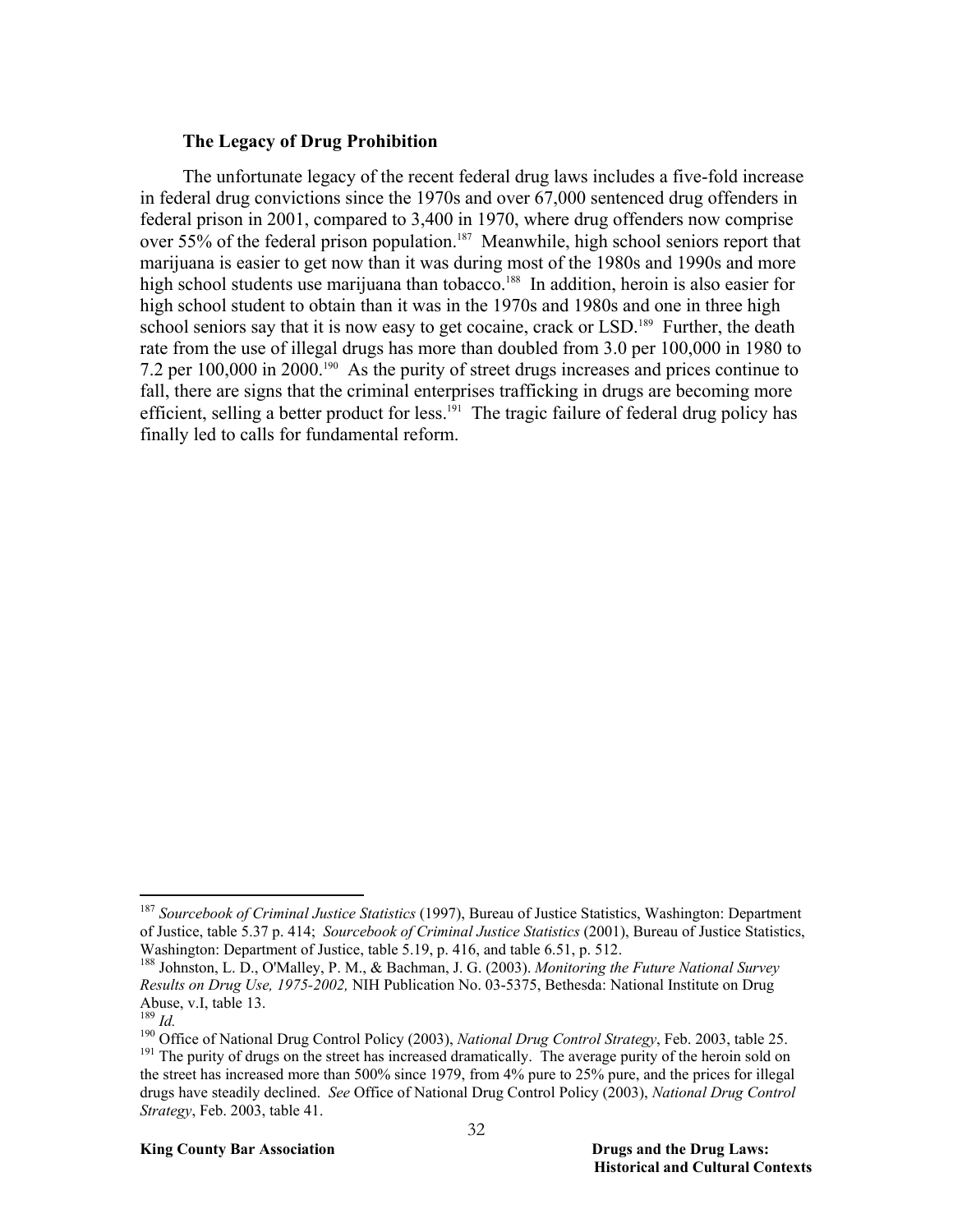**The Legacy of Drug Prohibition**

The unfortunate legacy of the recent federal drug laws includes a five-fold increase in federal drug convictions since the 1970s and over 67,000 sentenced drug offenders in federal prison in 2001, compared to 3,400 in 1970, where drug offenders now comprise over 55% of the federal prison population.[187] Meanwhile, high school seniors report that marijuana is easier to get now than it was during most of the 1980s and 1990s and more high school students use marijuana than tobacco.[188] In addition, heroin is also easier for high school student to obtain than it was in the 1970s and 1980s and one in three high school seniors say that it is now easy to get cocaine, crack or LSD.[189] Further, the death rate from the use of illegal drugs has more than doubled from 3.0 per 100,000 in 1980 to 7.2 per 100,000 in 2000.[190] As the purity of street drugs increases and prices continue to fall, there are signs that the criminal enterprises trafficking in drugs are becoming more efficient, selling a better product for less.[191] The tragic failure of federal drug policy has finally led to calls for fundamental reform.

---

[187] *Sourcebook of Criminal Justice Statistics* (1997), Bureau of Justice Statistics, Washington: Department of Justice, table 5.37 p. 414; *Sourcebook of Criminal Justice Statistics* (2001), Bureau of Justice Statistics, Washington: Department of Justice, table 5.19, p. 416, and table 6.51, p. 512.

[188] Johnston, L. D., O'Malley, P. M., & Bachman, J. G. (2003). *Monitoring the Future National Survey Results on Drug Use, 1975-2002,* NIH Publication No. 03-5375, Bethesda: National Institute on Drug Abuse, v.I, table 13.

[189] *Id.*

[190] Office of National Drug Control Policy (2003), *National Drug Control Strategy*, Feb. 2003, table 25.

[191] The purity of drugs on the street has increased dramatically. The average purity of the heroin sold on the street has increased more than 500% since 1979, from 4% pure to 25% pure, and the prices for illegal drugs have steadily declined. *See* Office of National Drug Control Policy (2003), *National Drug Control Strategy*, Feb. 2003, table 41.